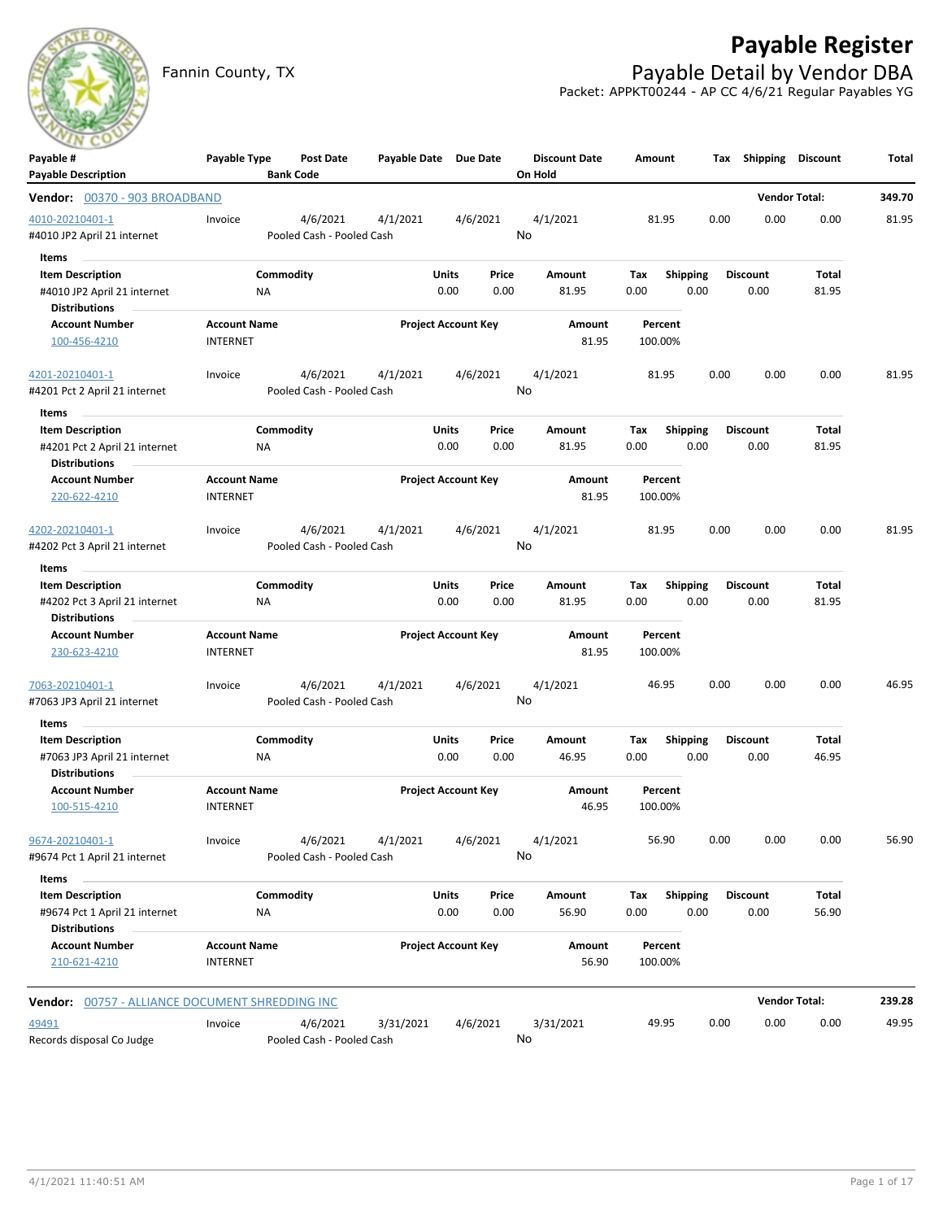# Payable Register

Fannin County, TX

## Payable Detail by Vendor DBA

Packet: APPKT00244 - AP CC 4/6/21 Regular Payables YG

| Payable # / Payable Description | Payable Type | Post Date / Bank Code | Payable Date | Due Date | Discount Date / On Hold | Amount | Tax | Shipping | Discount | Total |
|---|---|---|---|---|---|---|---|---|---|---|

**Vendor: 00370 - 903 BROADBAND** — Vendor Total: **349.70**

| Payable # / Payable Description | Payable Type | Post Date / Bank Code | Payable Date | Due Date | Discount Date / On Hold | Amount | Tax | Shipping | Discount | Total |
|---|---|---|---|---|---|---|---|---|---|---|
| 4010-20210401-1 / #4010 JP2 April 21 internet | Invoice | 4/6/2021 / Pooled Cash - Pooled Cash | 4/1/2021 | 4/6/2021 | 4/1/2021 / No | 81.95 | 0.00 | 0.00 | 0.00 | 81.95 |

**Items**

| Item Description | Commodity | Units | Price | Amount | Tax | Shipping | Discount | Total |
|---|---|---|---|---|---|---|---|---|
| #4010 JP2 April 21 internet | NA | 0.00 | 0.00 | 81.95 | 0.00 | 0.00 | 0.00 | 81.95 |

**Distributions**

| Account Number | Account Name | Project Account Key | Amount | Percent |
|---|---|---|---|---|
| 100-456-4210 | INTERNET | | 81.95 | 100.00% |

| Payable # / Payable Description | Payable Type | Post Date / Bank Code | Payable Date | Due Date | Discount Date / On Hold | Amount | Tax | Shipping | Discount | Total |
|---|---|---|---|---|---|---|---|---|---|---|
| 4201-20210401-1 / #4201 Pct 2 April 21 internet | Invoice | 4/6/2021 / Pooled Cash - Pooled Cash | 4/1/2021 | 4/6/2021 | 4/1/2021 / No | 81.95 | 0.00 | 0.00 | 0.00 | 81.95 |

**Items**

| Item Description | Commodity | Units | Price | Amount | Tax | Shipping | Discount | Total |
|---|---|---|---|---|---|---|---|---|
| #4201 Pct 2 April 21 internet | NA | 0.00 | 0.00 | 81.95 | 0.00 | 0.00 | 0.00 | 81.95 |

**Distributions**

| Account Number | Account Name | Project Account Key | Amount | Percent |
|---|---|---|---|---|
| 220-622-4210 | INTERNET | | 81.95 | 100.00% |

| Payable # / Payable Description | Payable Type | Post Date / Bank Code | Payable Date | Due Date | Discount Date / On Hold | Amount | Tax | Shipping | Discount | Total |
|---|---|---|---|---|---|---|---|---|---|---|
| 4202-20210401-1 / #4202 Pct 3 April 21 internet | Invoice | 4/6/2021 / Pooled Cash - Pooled Cash | 4/1/2021 | 4/6/2021 | 4/1/2021 / No | 81.95 | 0.00 | 0.00 | 0.00 | 81.95 |

**Items**

| Item Description | Commodity | Units | Price | Amount | Tax | Shipping | Discount | Total |
|---|---|---|---|---|---|---|---|---|
| #4202 Pct 3 April 21 internet | NA | 0.00 | 0.00 | 81.95 | 0.00 | 0.00 | 0.00 | 81.95 |

**Distributions**

| Account Number | Account Name | Project Account Key | Amount | Percent |
|---|---|---|---|---|
| 230-623-4210 | INTERNET | | 81.95 | 100.00% |

| Payable # / Payable Description | Payable Type | Post Date / Bank Code | Payable Date | Due Date | Discount Date / On Hold | Amount | Tax | Shipping | Discount | Total |
|---|---|---|---|---|---|---|---|---|---|---|
| 7063-20210401-1 / #7063 JP3 April 21 internet | Invoice | 4/6/2021 / Pooled Cash - Pooled Cash | 4/1/2021 | 4/6/2021 | 4/1/2021 / No | 46.95 | 0.00 | 0.00 | 0.00 | 46.95 |

**Items**

| Item Description | Commodity | Units | Price | Amount | Tax | Shipping | Discount | Total |
|---|---|---|---|---|---|---|---|---|
| #7063 JP3 April 21 internet | NA | 0.00 | 0.00 | 46.95 | 0.00 | 0.00 | 0.00 | 46.95 |

**Distributions**

| Account Number | Account Name | Project Account Key | Amount | Percent |
|---|---|---|---|---|
| 100-515-4210 | INTERNET | | 46.95 | 100.00% |

| Payable # / Payable Description | Payable Type | Post Date / Bank Code | Payable Date | Due Date | Discount Date / On Hold | Amount | Tax | Shipping | Discount | Total |
|---|---|---|---|---|---|---|---|---|---|---|
| 9674-20210401-1 / #9674 Pct 1 April 21 internet | Invoice | 4/6/2021 / Pooled Cash - Pooled Cash | 4/1/2021 | 4/6/2021 | 4/1/2021 / No | 56.90 | 0.00 | 0.00 | 0.00 | 56.90 |

**Items**

| Item Description | Commodity | Units | Price | Amount | Tax | Shipping | Discount | Total |
|---|---|---|---|---|---|---|---|---|
| #9674 Pct 1 April 21 internet | NA | 0.00 | 0.00 | 56.90 | 0.00 | 0.00 | 0.00 | 56.90 |

**Distributions**

| Account Number | Account Name | Project Account Key | Amount | Percent |
|---|---|---|---|---|
| 210-621-4210 | INTERNET | | 56.90 | 100.00% |

**Vendor: 00757 - ALLIANCE DOCUMENT SHREDDING INC** — Vendor Total: **239.28**

| Payable # / Payable Description | Payable Type | Post Date / Bank Code | Payable Date | Due Date | Discount Date / On Hold | Amount | Tax | Shipping | Discount | Total |
|---|---|---|---|---|---|---|---|---|---|---|
| 49491 / Records disposal Co Judge | Invoice | 4/6/2021 / Pooled Cash - Pooled Cash | 3/31/2021 | 4/6/2021 | 3/31/2021 / No | 49.95 | 0.00 | 0.00 | 0.00 | 49.95 |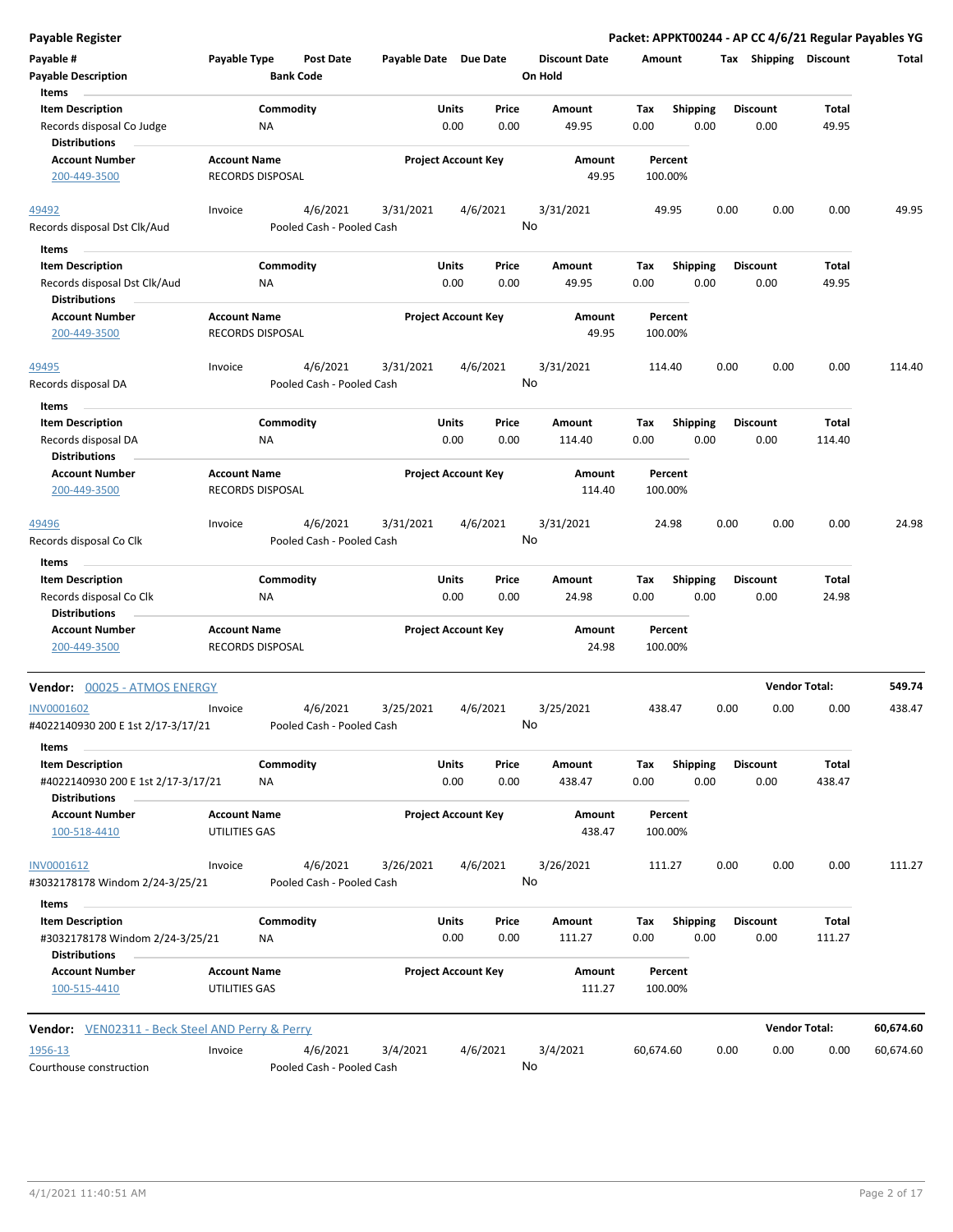**Payable Register** — Packet: APPKT00244 - AP CC 4/6/21 Regular Payables YG

| Payable # | Payable Type | Post Date | Payable Date | Due Date | Discount Date | Amount | Tax | Shipping | Discount | Total |
|---|---|---|---|---|---|---|---|---|---|---|
| Payable Description | | Bank Code | | | On Hold | | | | | |

Items

| Item Description | Commodity | Units | Price | Amount | Tax | Shipping | Discount | Total |
|---|---|---|---|---|---|---|---|---|
| Records disposal Co Judge | NA | 0.00 | 0.00 | 49.95 | 0.00 | 0.00 | 0.00 | 49.95 |

Distributions

| Account Number | Account Name | Project Account Key | Amount | Percent |
|---|---|---|---|---|
| 200-449-3500 | RECORDS DISPOSAL | | 49.95 | 100.00% |

| Payable # | Payable Type | Post Date | Payable Date | Due Date | Discount Date | Amount | Tax | Shipping | Discount | Total |
|---|---|---|---|---|---|---|---|---|---|---|
| 49492 | Invoice | 4/6/2021 | 3/31/2021 | 4/6/2021 | 3/31/2021 | 49.95 | 0.00 | 0.00 | 0.00 | 49.95 |
| Records disposal Dst Clk/Aud | | Pooled Cash - Pooled Cash | | | No | | | | | |

Items

| Item Description | Commodity | Units | Price | Amount | Tax | Shipping | Discount | Total |
|---|---|---|---|---|---|---|---|---|
| Records disposal Dst Clk/Aud | NA | 0.00 | 0.00 | 49.95 | 0.00 | 0.00 | 0.00 | 49.95 |

Distributions

| Account Number | Account Name | Project Account Key | Amount | Percent |
|---|---|---|---|---|
| 200-449-3500 | RECORDS DISPOSAL | | 49.95 | 100.00% |

| Payable # | Payable Type | Post Date | Payable Date | Due Date | Discount Date | Amount | Tax | Shipping | Discount | Total |
|---|---|---|---|---|---|---|---|---|---|---|
| 49495 | Invoice | 4/6/2021 | 3/31/2021 | 4/6/2021 | 3/31/2021 | 114.40 | 0.00 | 0.00 | 0.00 | 114.40 |
| Records disposal DA | | Pooled Cash - Pooled Cash | | | No | | | | | |

Items

| Item Description | Commodity | Units | Price | Amount | Tax | Shipping | Discount | Total |
|---|---|---|---|---|---|---|---|---|
| Records disposal DA | NA | 0.00 | 0.00 | 114.40 | 0.00 | 0.00 | 0.00 | 114.40 |

Distributions

| Account Number | Account Name | Project Account Key | Amount | Percent |
|---|---|---|---|---|
| 200-449-3500 | RECORDS DISPOSAL | | 114.40 | 100.00% |

| Payable # | Payable Type | Post Date | Payable Date | Due Date | Discount Date | Amount | Tax | Shipping | Discount | Total |
|---|---|---|---|---|---|---|---|---|---|---|
| 49496 | Invoice | 4/6/2021 | 3/31/2021 | 4/6/2021 | 3/31/2021 | 24.98 | 0.00 | 0.00 | 0.00 | 24.98 |
| Records disposal Co Clk | | Pooled Cash - Pooled Cash | | | No | | | | | |

Items

| Item Description | Commodity | Units | Price | Amount | Tax | Shipping | Discount | Total |
|---|---|---|---|---|---|---|---|---|
| Records disposal Co Clk | NA | 0.00 | 0.00 | 24.98 | 0.00 | 0.00 | 0.00 | 24.98 |

Distributions

| Account Number | Account Name | Project Account Key | Amount | Percent |
|---|---|---|---|---|
| 200-449-3500 | RECORDS DISPOSAL | | 24.98 | 100.00% |

**Vendor: 00025 - ATMOS ENERGY** — **Vendor Total: 549.74**

| Payable # | Payable Type | Post Date | Payable Date | Due Date | Discount Date | Amount | Tax | Shipping | Discount | Total |
|---|---|---|---|---|---|---|---|---|---|---|
| INV0001602 | Invoice | 4/6/2021 | 3/25/2021 | 4/6/2021 | 3/25/2021 | 438.47 | 0.00 | 0.00 | 0.00 | 438.47 |
| #4022140930 200 E 1st 2/17-3/17/21 | | Pooled Cash - Pooled Cash | | | No | | | | | |

Items

| Item Description | Commodity | Units | Price | Amount | Tax | Shipping | Discount | Total |
|---|---|---|---|---|---|---|---|---|
| #4022140930 200 E 1st 2/17-3/17/21 | NA | 0.00 | 0.00 | 438.47 | 0.00 | 0.00 | 0.00 | 438.47 |

Distributions

| Account Number | Account Name | Project Account Key | Amount | Percent |
|---|---|---|---|---|
| 100-518-4410 | UTILITIES GAS | | 438.47 | 100.00% |

| Payable # | Payable Type | Post Date | Payable Date | Due Date | Discount Date | Amount | Tax | Shipping | Discount | Total |
|---|---|---|---|---|---|---|---|---|---|---|
| INV0001612 | Invoice | 4/6/2021 | 3/26/2021 | 4/6/2021 | 3/26/2021 | 111.27 | 0.00 | 0.00 | 0.00 | 111.27 |
| #3032178178 Windom 2/24-3/25/21 | | Pooled Cash - Pooled Cash | | | No | | | | | |

Items

| Item Description | Commodity | Units | Price | Amount | Tax | Shipping | Discount | Total |
|---|---|---|---|---|---|---|---|---|
| #3032178178 Windom 2/24-3/25/21 | NA | 0.00 | 0.00 | 111.27 | 0.00 | 0.00 | 0.00 | 111.27 |

Distributions

| Account Number | Account Name | Project Account Key | Amount | Percent |
|---|---|---|---|---|
| 100-515-4410 | UTILITIES GAS | | 111.27 | 100.00% |

**Vendor: VEN02311 - Beck Steel AND Perry & Perry** — **Vendor Total: 60,674.60**

| Payable # | Payable Type | Post Date | Payable Date | Due Date | Discount Date | Amount | Tax | Shipping | Discount | Total |
|---|---|---|---|---|---|---|---|---|---|---|
| 1956-13 | Invoice | 4/6/2021 | 3/4/2021 | 4/6/2021 | 3/4/2021 | 60,674.60 | 0.00 | 0.00 | 0.00 | 60,674.60 |
| Courthouse construction | | Pooled Cash - Pooled Cash | | | No | | | | | |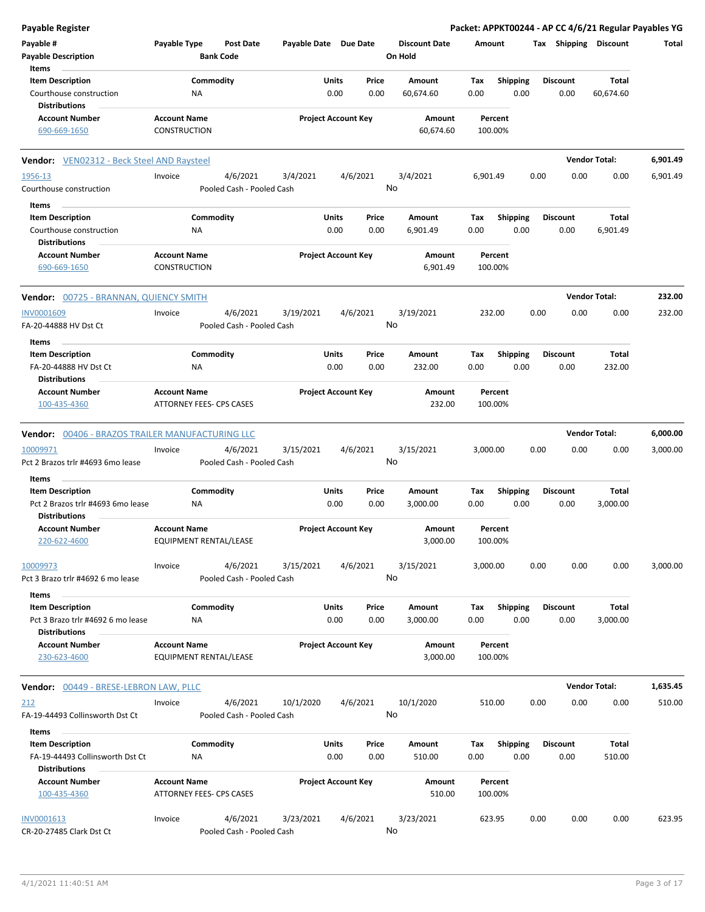**Payable Register** — Packet: APPKT00244 - AP CC 4/6/21 Regular Payables YG

| Payable # | Payable Type | Post Date | Payable Date | Due Date | Discount Date | Amount | Tax | Shipping | Discount | Total |
|---|---|---|---|---|---|---|---|---|---|---|
| Payable Description | | Bank Code | | | On Hold | | | | | |

**Items**

| Item Description | Commodity | Units | Price | Amount | Tax | Shipping | Discount | Total |
|---|---|---|---|---|---|---|---|---|
| Courthouse construction | NA | 0.00 | 0.00 | 60,674.60 | 0.00 | 0.00 | 0.00 | 60,674.60 |

**Distributions**

| Account Number | Account Name | Project Account Key | Amount | Percent |
|---|---|---|---|---|
| 690-669-1650 | CONSTRUCTION | | 60,674.60 | 100.00% |

## Vendor: VEN02312 - Beck Steel AND Raysteel — Vendor Total: 6,901.49

| Payable # | Payable Type | Post Date | Payable Date | Due Date | Discount Date | Amount | Tax | Shipping | Discount | Total |
|---|---|---|---|---|---|---|---|---|---|---|
| 1956-13 | Invoice | 4/6/2021 | 3/4/2021 | 4/6/2021 | 3/4/2021 | 6,901.49 | 0.00 | 0.00 | 0.00 | 6,901.49 |
| Courthouse construction | | Pooled Cash - Pooled Cash | | | No | | | | | |

**Items**

| Item Description | Commodity | Units | Price | Amount | Tax | Shipping | Discount | Total |
|---|---|---|---|---|---|---|---|---|
| Courthouse construction | NA | 0.00 | 0.00 | 6,901.49 | 0.00 | 0.00 | 0.00 | 6,901.49 |

**Distributions**

| Account Number | Account Name | Project Account Key | Amount | Percent |
|---|---|---|---|---|
| 690-669-1650 | CONSTRUCTION | | 6,901.49 | 100.00% |

## Vendor: 00725 - BRANNAN, QUIENCY SMITH — Vendor Total: 232.00

| Payable # | Payable Type | Post Date | Payable Date | Due Date | Discount Date | Amount | Tax | Shipping | Discount | Total |
|---|---|---|---|---|---|---|---|---|---|---|
| INV0001609 | Invoice | 4/6/2021 | 3/19/2021 | 4/6/2021 | 3/19/2021 | 232.00 | 0.00 | 0.00 | 0.00 | 232.00 |
| FA-20-44888 HV Dst Ct | | Pooled Cash - Pooled Cash | | | No | | | | | |

**Items**

| Item Description | Commodity | Units | Price | Amount | Tax | Shipping | Discount | Total |
|---|---|---|---|---|---|---|---|---|
| FA-20-44888 HV Dst Ct | NA | 0.00 | 0.00 | 232.00 | 0.00 | 0.00 | 0.00 | 232.00 |

**Distributions**

| Account Number | Account Name | Project Account Key | Amount | Percent |
|---|---|---|---|---|
| 100-435-4360 | ATTORNEY FEES- CPS CASES | | 232.00 | 100.00% |

## Vendor: 00406 - BRAZOS TRAILER MANUFACTURING LLC — Vendor Total: 6,000.00

| Payable # | Payable Type | Post Date | Payable Date | Due Date | Discount Date | Amount | Tax | Shipping | Discount | Total |
|---|---|---|---|---|---|---|---|---|---|---|
| 10009971 | Invoice | 4/6/2021 | 3/15/2021 | 4/6/2021 | 3/15/2021 | 3,000.00 | 0.00 | 0.00 | 0.00 | 3,000.00 |
| Pct 2 Brazos trlr #4693 6mo lease | | Pooled Cash - Pooled Cash | | | No | | | | | |

**Items**

| Item Description | Commodity | Units | Price | Amount | Tax | Shipping | Discount | Total |
|---|---|---|---|---|---|---|---|---|
| Pct 2 Brazos trlr #4693 6mo lease | NA | 0.00 | 0.00 | 3,000.00 | 0.00 | 0.00 | 0.00 | 3,000.00 |

**Distributions**

| Account Number | Account Name | Project Account Key | Amount | Percent |
|---|---|---|---|---|
| 220-622-4600 | EQUIPMENT RENTAL/LEASE | | 3,000.00 | 100.00% |

| Payable # | Payable Type | Post Date | Payable Date | Due Date | Discount Date | Amount | Tax | Shipping | Discount | Total |
|---|---|---|---|---|---|---|---|---|---|---|
| 10009973 | Invoice | 4/6/2021 | 3/15/2021 | 4/6/2021 | 3/15/2021 | 3,000.00 | 0.00 | 0.00 | 0.00 | 3,000.00 |
| Pct 3 Brazo trlr #4692 6 mo lease | | Pooled Cash - Pooled Cash | | | No | | | | | |

**Items**

| Item Description | Commodity | Units | Price | Amount | Tax | Shipping | Discount | Total |
|---|---|---|---|---|---|---|---|---|
| Pct 3 Brazo trlr #4692 6 mo lease | NA | 0.00 | 0.00 | 3,000.00 | 0.00 | 0.00 | 0.00 | 3,000.00 |

**Distributions**

| Account Number | Account Name | Project Account Key | Amount | Percent |
|---|---|---|---|---|
| 230-623-4600 | EQUIPMENT RENTAL/LEASE | | 3,000.00 | 100.00% |

## Vendor: 00449 - BRESE-LEBRON LAW, PLLC — Vendor Total: 1,635.45

| Payable # | Payable Type | Post Date | Payable Date | Due Date | Discount Date | Amount | Tax | Shipping | Discount | Total |
|---|---|---|---|---|---|---|---|---|---|---|
| 212 | Invoice | 4/6/2021 | 10/1/2020 | 4/6/2021 | 10/1/2020 | 510.00 | 0.00 | 0.00 | 0.00 | 510.00 |
| FA-19-44493 Collinsworth Dst Ct | | Pooled Cash - Pooled Cash | | | No | | | | | |

**Items**

| Item Description | Commodity | Units | Price | Amount | Tax | Shipping | Discount | Total |
|---|---|---|---|---|---|---|---|---|
| FA-19-44493 Collinsworth Dst Ct | NA | 0.00 | 0.00 | 510.00 | 0.00 | 0.00 | 0.00 | 510.00 |

**Distributions**

| Account Number | Account Name | Project Account Key | Amount | Percent |
|---|---|---|---|---|
| 100-435-4360 | ATTORNEY FEES- CPS CASES | | 510.00 | 100.00% |

| Payable # | Payable Type | Post Date | Payable Date | Due Date | Discount Date | Amount | Tax | Shipping | Discount | Total |
|---|---|---|---|---|---|---|---|---|---|---|
| INV0001613 | Invoice | 4/6/2021 | 3/23/2021 | 4/6/2021 | 3/23/2021 | 623.95 | 0.00 | 0.00 | 0.00 | 623.95 |
| CR-20-27485 Clark Dst Ct | | Pooled Cash - Pooled Cash | | | No | | | | | |

4/1/2021 11:40:51 AM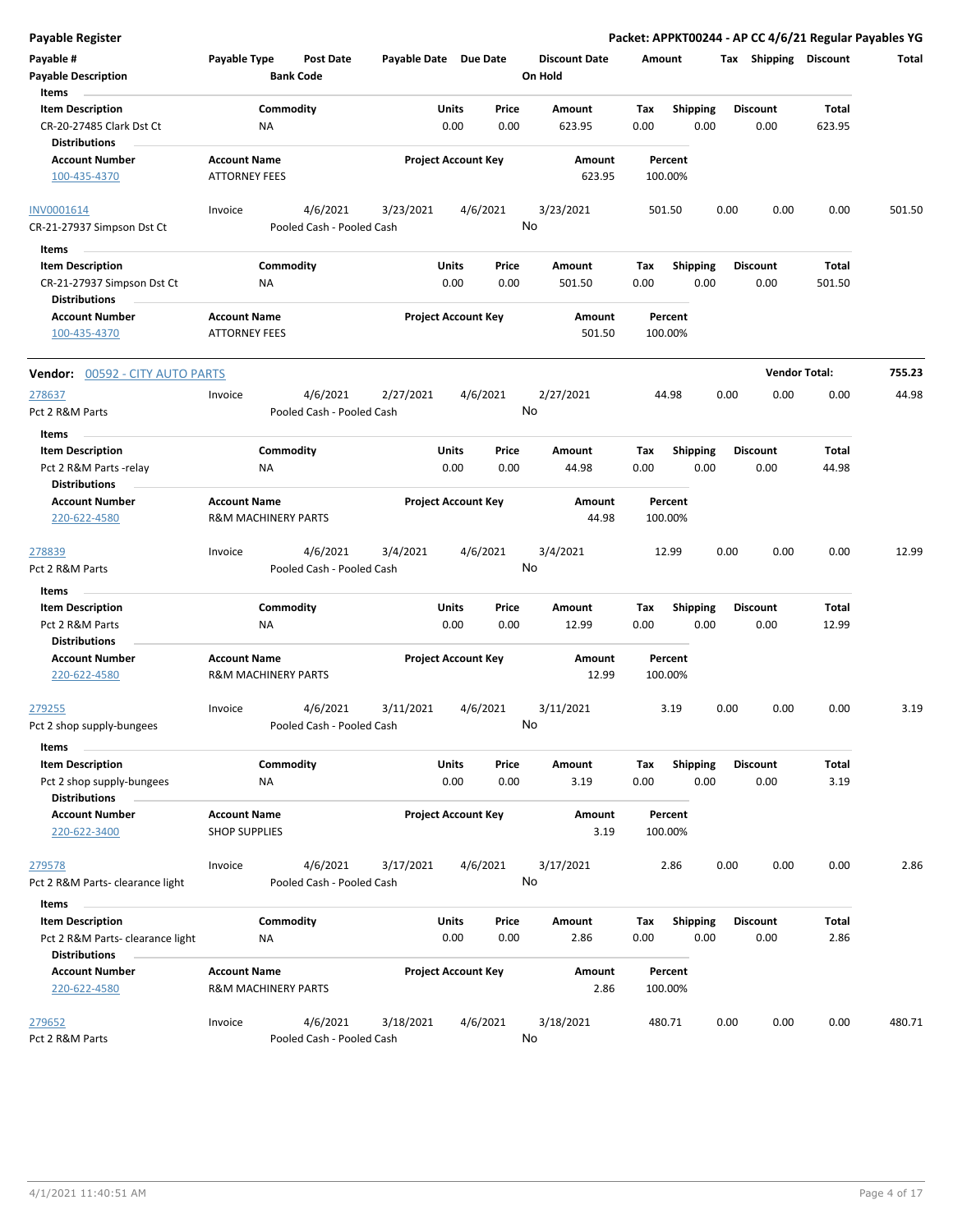**Payable Register** — **Packet: APPKT00244 - AP CC 4/6/21 Regular Payables YG**

| Payable # | Payable Type | Post Date | Payable Date | Due Date | Discount Date | Amount | Tax | Shipping | Discount | Total |
|---|---|---|---|---|---|---|---|---|---|---|
| Payable Description | | Bank Code | | | On Hold | | | | | |

**Items**

| Item Description | Commodity | Units | Price | Amount | Tax | Shipping | Discount | Total |
|---|---|---|---|---|---|---|---|---|
| CR-20-27485 Clark Dst Ct | NA | 0.00 | 0.00 | 623.95 | 0.00 | 0.00 | 0.00 | 623.95 |

**Distributions**

| Account Number | Account Name | Project Account Key | Amount | Percent |
|---|---|---|---|---|
| 100-435-4370 | ATTORNEY FEES | | 623.95 | 100.00% |

| Payable # | Payable Type | Post Date | Payable Date | Due Date | Discount Date | Amount | Tax | Shipping | Discount | Total |
|---|---|---|---|---|---|---|---|---|---|---|
| INV0001614 | Invoice | 4/6/2021 | 3/23/2021 | 4/6/2021 | 3/23/2021 | 501.50 | 0.00 | 0.00 | 0.00 | 501.50 |
| CR-21-27937 Simpson Dst Ct | | Pooled Cash - Pooled Cash | | | No | | | | | |

**Items**

| Item Description | Commodity | Units | Price | Amount | Tax | Shipping | Discount | Total |
|---|---|---|---|---|---|---|---|---|
| CR-21-27937 Simpson Dst Ct | NA | 0.00 | 0.00 | 501.50 | 0.00 | 0.00 | 0.00 | 501.50 |

**Distributions**

| Account Number | Account Name | Project Account Key | Amount | Percent |
|---|---|---|---|---|
| 100-435-4370 | ATTORNEY FEES | | 501.50 | 100.00% |

**Vendor:** 00592 - CITY AUTO PARTS — **Vendor Total:** 755.23

| Payable # | Payable Type | Post Date | Payable Date | Due Date | Discount Date | Amount | Tax | Shipping | Discount | Total |
|---|---|---|---|---|---|---|---|---|---|---|
| 278637 | Invoice | 4/6/2021 | 2/27/2021 | 4/6/2021 | 2/27/2021 | 44.98 | 0.00 | 0.00 | 0.00 | 44.98 |
| Pct 2 R&M Parts | | Pooled Cash - Pooled Cash | | | No | | | | | |

**Items**

| Item Description | Commodity | Units | Price | Amount | Tax | Shipping | Discount | Total |
|---|---|---|---|---|---|---|---|---|
| Pct 2 R&M Parts -relay | NA | 0.00 | 0.00 | 44.98 | 0.00 | 0.00 | 0.00 | 44.98 |

**Distributions**

| Account Number | Account Name | Project Account Key | Amount | Percent |
|---|---|---|---|---|
| 220-622-4580 | R&M MACHINERY PARTS | | 44.98 | 100.00% |

| Payable # | Payable Type | Post Date | Payable Date | Due Date | Discount Date | Amount | Tax | Shipping | Discount | Total |
|---|---|---|---|---|---|---|---|---|---|---|
| 278839 | Invoice | 4/6/2021 | 3/4/2021 | 4/6/2021 | 3/4/2021 | 12.99 | 0.00 | 0.00 | 0.00 | 12.99 |
| Pct 2 R&M Parts | | Pooled Cash - Pooled Cash | | | No | | | | | |

**Items**

| Item Description | Commodity | Units | Price | Amount | Tax | Shipping | Discount | Total |
|---|---|---|---|---|---|---|---|---|
| Pct 2 R&M Parts | NA | 0.00 | 0.00 | 12.99 | 0.00 | 0.00 | 0.00 | 12.99 |

**Distributions**

| Account Number | Account Name | Project Account Key | Amount | Percent |
|---|---|---|---|---|
| 220-622-4580 | R&M MACHINERY PARTS | | 12.99 | 100.00% |

| Payable # | Payable Type | Post Date | Payable Date | Due Date | Discount Date | Amount | Tax | Shipping | Discount | Total |
|---|---|---|---|---|---|---|---|---|---|---|
| 279255 | Invoice | 4/6/2021 | 3/11/2021 | 4/6/2021 | 3/11/2021 | 3.19 | 0.00 | 0.00 | 0.00 | 3.19 |
| Pct 2 shop supply-bungees | | Pooled Cash - Pooled Cash | | | No | | | | | |

**Items**

| Item Description | Commodity | Units | Price | Amount | Tax | Shipping | Discount | Total |
|---|---|---|---|---|---|---|---|---|
| Pct 2 shop supply-bungees | NA | 0.00 | 0.00 | 3.19 | 0.00 | 0.00 | 0.00 | 3.19 |

**Distributions**

| Account Number | Account Name | Project Account Key | Amount | Percent |
|---|---|---|---|---|
| 220-622-3400 | SHOP SUPPLIES | | 3.19 | 100.00% |

| Payable # | Payable Type | Post Date | Payable Date | Due Date | Discount Date | Amount | Tax | Shipping | Discount | Total |
|---|---|---|---|---|---|---|---|---|---|---|
| 279578 | Invoice | 4/6/2021 | 3/17/2021 | 4/6/2021 | 3/17/2021 | 2.86 | 0.00 | 0.00 | 0.00 | 2.86 |
| Pct 2 R&M Parts- clearance light | | Pooled Cash - Pooled Cash | | | No | | | | | |

**Items**

| Item Description | Commodity | Units | Price | Amount | Tax | Shipping | Discount | Total |
|---|---|---|---|---|---|---|---|---|
| Pct 2 R&M Parts- clearance light | NA | 0.00 | 0.00 | 2.86 | 0.00 | 0.00 | 0.00 | 2.86 |

**Distributions**

| Account Number | Account Name | Project Account Key | Amount | Percent |
|---|---|---|---|---|
| 220-622-4580 | R&M MACHINERY PARTS | | 2.86 | 100.00% |

| Payable # | Payable Type | Post Date | Payable Date | Due Date | Discount Date | Amount | Tax | Shipping | Discount | Total |
|---|---|---|---|---|---|---|---|---|---|---|
| 279652 | Invoice | 4/6/2021 | 3/18/2021 | 4/6/2021 | 3/18/2021 | 480.71 | 0.00 | 0.00 | 0.00 | 480.71 |
| Pct 2 R&M Parts | | Pooled Cash - Pooled Cash | | | No | | | | | |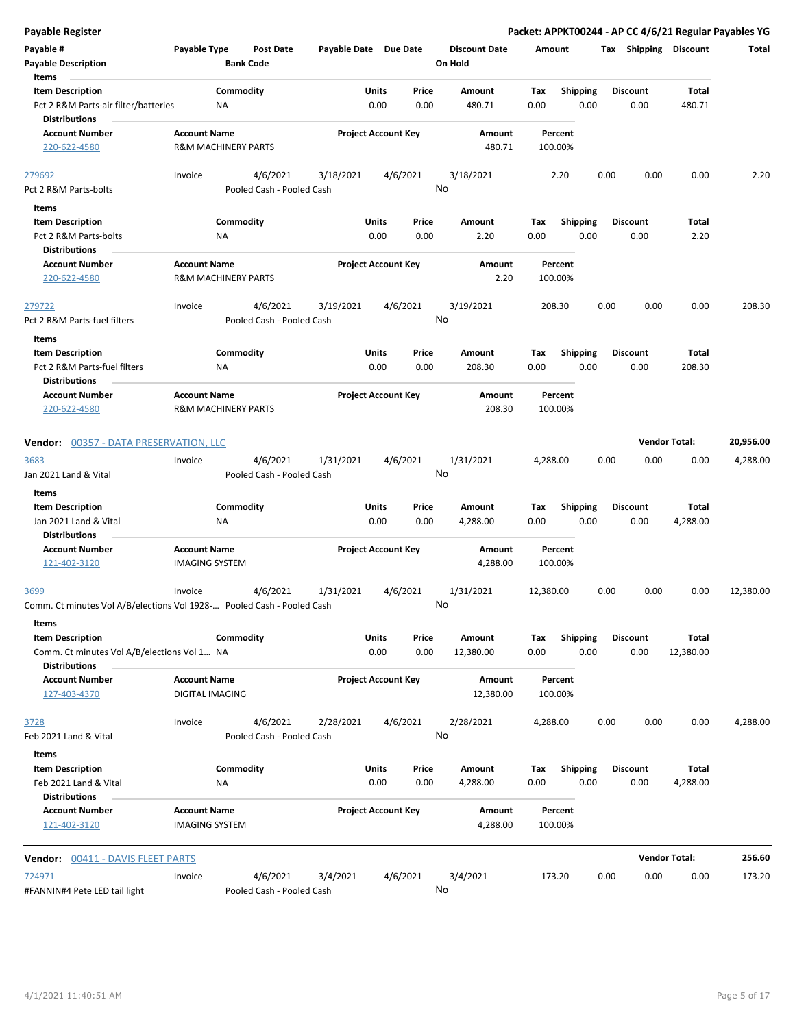**Payable Register** — **Packet: APPKT00244 - AP CC 4/6/21 Regular Payables YG**

| Payable # | Payable Type | Post Date | Payable Date | Due Date | Discount Date | Amount | Tax | Shipping | Discount | Total |
|---|---|---|---|---|---|---|---|---|---|---|
| Payable Description | | Bank Code | | | On Hold | | | | | |

Items

| Item Description | Commodity | Units | Price | Amount | Tax | Shipping | Discount | Total |
|---|---|---|---|---|---|---|---|---|
| Pct 2 R&M Parts-air filter/batteries | NA | 0.00 | 0.00 | 480.71 | 0.00 | 0.00 | 0.00 | 480.71 |

Distributions

| Account Number | Account Name | Project Account Key | Amount | Percent |
|---|---|---|---|---|
| 220-622-4580 | R&M MACHINERY PARTS | | 480.71 | 100.00% |

| Payable # | Payable Type | Post Date | Payable Date | Due Date | Discount Date | Amount | Tax | Shipping | Discount | Total |
|---|---|---|---|---|---|---|---|---|---|---|
| 279692 | Invoice | 4/6/2021 | 3/18/2021 | 4/6/2021 | 3/18/2021 | 2.20 | 0.00 | 0.00 | 0.00 | 2.20 |
| Pct 2 R&M Parts-bolts | | Pooled Cash - Pooled Cash | | | No | | | | | |

Items

| Item Description | Commodity | Units | Price | Amount | Tax | Shipping | Discount | Total |
|---|---|---|---|---|---|---|---|---|
| Pct 2 R&M Parts-bolts | NA | 0.00 | 0.00 | 2.20 | 0.00 | 0.00 | 0.00 | 2.20 |

Distributions

| Account Number | Account Name | Project Account Key | Amount | Percent |
|---|---|---|---|---|
| 220-622-4580 | R&M MACHINERY PARTS | | 2.20 | 100.00% |

| Payable # | Payable Type | Post Date | Payable Date | Due Date | Discount Date | Amount | Tax | Shipping | Discount | Total |
|---|---|---|---|---|---|---|---|---|---|---|
| 279722 | Invoice | 4/6/2021 | 3/19/2021 | 4/6/2021 | 3/19/2021 | 208.30 | 0.00 | 0.00 | 0.00 | 208.30 |
| Pct 2 R&M Parts-fuel filters | | Pooled Cash - Pooled Cash | | | No | | | | | |

Items

| Item Description | Commodity | Units | Price | Amount | Tax | Shipping | Discount | Total |
|---|---|---|---|---|---|---|---|---|
| Pct 2 R&M Parts-fuel filters | NA | 0.00 | 0.00 | 208.30 | 0.00 | 0.00 | 0.00 | 208.30 |

Distributions

| Account Number | Account Name | Project Account Key | Amount | Percent |
|---|---|---|---|---|
| 220-622-4580 | R&M MACHINERY PARTS | | 208.30 | 100.00% |

**Vendor:** 00357 - DATA PRESERVATION, LLC — **Vendor Total: 20,956.00**

| Payable # | Payable Type | Post Date | Payable Date | Due Date | Discount Date | Amount | Tax | Shipping | Discount | Total |
|---|---|---|---|---|---|---|---|---|---|---|
| 3683 | Invoice | 4/6/2021 | 1/31/2021 | 4/6/2021 | 1/31/2021 | 4,288.00 | 0.00 | 0.00 | 0.00 | 4,288.00 |
| Jan 2021 Land & Vital | | Pooled Cash - Pooled Cash | | | No | | | | | |

Items

| Item Description | Commodity | Units | Price | Amount | Tax | Shipping | Discount | Total |
|---|---|---|---|---|---|---|---|---|
| Jan 2021 Land & Vital | NA | 0.00 | 0.00 | 4,288.00 | 0.00 | 0.00 | 0.00 | 4,288.00 |

Distributions

| Account Number | Account Name | Project Account Key | Amount | Percent |
|---|---|---|---|---|
| 121-402-3120 | IMAGING SYSTEM | | 4,288.00 | 100.00% |

| Payable # | Payable Type | Post Date | Payable Date | Due Date | Discount Date | Amount | Tax | Shipping | Discount | Total |
|---|---|---|---|---|---|---|---|---|---|---|
| 3699 | Invoice | 4/6/2021 | 1/31/2021 | 4/6/2021 | 1/31/2021 | 12,380.00 | 0.00 | 0.00 | 0.00 | 12,380.00 |
| Comm. Ct minutes Vol A/B/elections Vol 1928-... | | Pooled Cash - Pooled Cash | | | No | | | | | |

Items

| Item Description | Commodity | Units | Price | Amount | Tax | Shipping | Discount | Total |
|---|---|---|---|---|---|---|---|---|
| Comm. Ct minutes Vol A/B/elections Vol 1... | NA | 0.00 | 0.00 | 12,380.00 | 0.00 | 0.00 | 0.00 | 12,380.00 |

Distributions

| Account Number | Account Name | Project Account Key | Amount | Percent |
|---|---|---|---|---|
| 127-403-4370 | DIGITAL IMAGING | | 12,380.00 | 100.00% |

| Payable # | Payable Type | Post Date | Payable Date | Due Date | Discount Date | Amount | Tax | Shipping | Discount | Total |
|---|---|---|---|---|---|---|---|---|---|---|
| 3728 | Invoice | 4/6/2021 | 2/28/2021 | 4/6/2021 | 2/28/2021 | 4,288.00 | 0.00 | 0.00 | 0.00 | 4,288.00 |
| Feb 2021 Land & Vital | | Pooled Cash - Pooled Cash | | | No | | | | | |

Items

| Item Description | Commodity | Units | Price | Amount | Tax | Shipping | Discount | Total |
|---|---|---|---|---|---|---|---|---|
| Feb 2021 Land & Vital | NA | 0.00 | 0.00 | 4,288.00 | 0.00 | 0.00 | 0.00 | 4,288.00 |

Distributions

| Account Number | Account Name | Project Account Key | Amount | Percent |
|---|---|---|---|---|
| 121-402-3120 | IMAGING SYSTEM | | 4,288.00 | 100.00% |

**Vendor:** 00411 - DAVIS FLEET PARTS — **Vendor Total: 256.60**

| Payable # | Payable Type | Post Date | Payable Date | Due Date | Discount Date | Amount | Tax | Shipping | Discount | Total |
|---|---|---|---|---|---|---|---|---|---|---|
| 724971 | Invoice | 4/6/2021 | 3/4/2021 | 4/6/2021 | 3/4/2021 | 173.20 | 0.00 | 0.00 | 0.00 | 173.20 |
| #FANNIN#4 Pete LED tail light | | Pooled Cash - Pooled Cash | | | No | | | | | |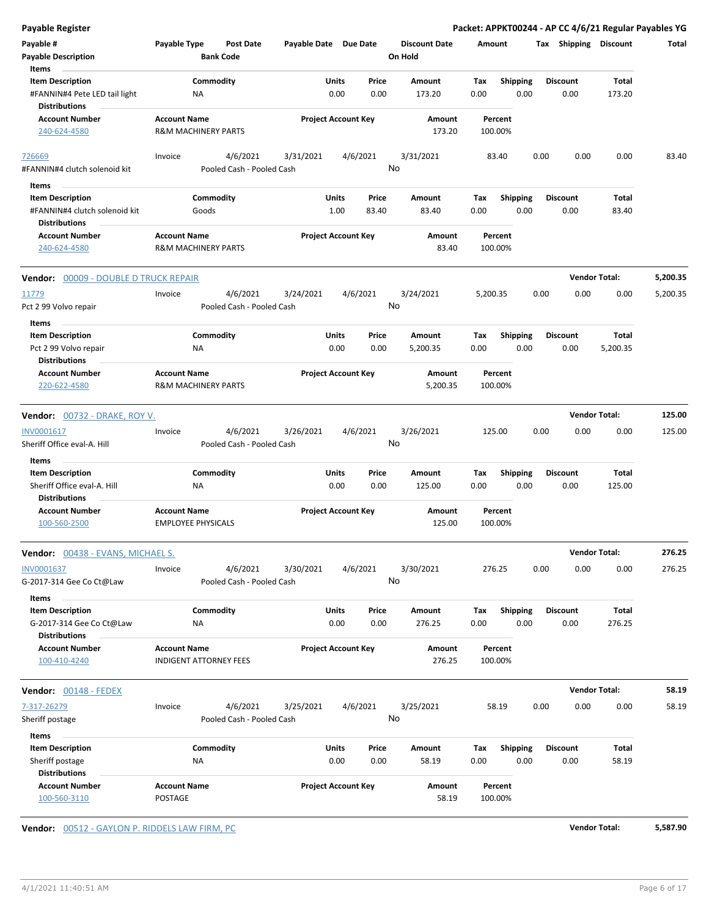**Payable Register** — **Packet: APPKT00244 - AP CC 4/6/21 Regular Payables YG**

| Payable # / Payable Description | Payable Type | Post Date / Bank Code | Payable Date | Due Date | Discount Date / On Hold | Amount | Tax | Shipping | Discount | Total |
|---|---|---|---|---|---|---|---|---|---|---|

**Items**

| Item Description | Commodity | Units | Price | Amount | Tax | Shipping | Discount | Total |
|---|---|---|---|---|---|---|---|---|
| #FANNIN#4 Pete LED tail light | NA | 0.00 | 0.00 | 173.20 | 0.00 | 0.00 | 0.00 | 173.20 |

**Distributions**

| Account Number | Account Name | Project Account Key | Amount | Percent |
|---|---|---|---|---|
| 240-624-4580 | R&M MACHINERY PARTS | | 173.20 | 100.00% |

| Payable # | Payable Type | Post Date | Payable Date | Due Date | Discount Date | Amount | Tax | Shipping | Discount | Total |
|---|---|---|---|---|---|---|---|---|---|---|
| 726669 | Invoice | 4/6/2021 | 3/31/2021 | 4/6/2021 | 3/31/2021 | 83.40 | 0.00 | 0.00 | 0.00 | 83.40 |
| #FANNIN#4 clutch solenoid kit | | Pooled Cash - Pooled Cash | | | No | | | | | |

**Items**

| Item Description | Commodity | Units | Price | Amount | Tax | Shipping | Discount | Total |
|---|---|---|---|---|---|---|---|---|
| #FANNIN#4 clutch solenoid kit | Goods | 1.00 | 83.40 | 83.40 | 0.00 | 0.00 | 0.00 | 83.40 |

**Distributions**

| Account Number | Account Name | Project Account Key | Amount | Percent |
|---|---|---|---|---|
| 240-624-4580 | R&M MACHINERY PARTS | | 83.40 | 100.00% |

**Vendor:** 00009 - DOUBLE D TRUCK REPAIR — **Vendor Total: 5,200.35**

| Payable # | Payable Type | Post Date | Payable Date | Due Date | Discount Date | Amount | Tax | Shipping | Discount | Total |
|---|---|---|---|---|---|---|---|---|---|---|
| 11779 | Invoice | 4/6/2021 | 3/24/2021 | 4/6/2021 | 3/24/2021 | 5,200.35 | 0.00 | 0.00 | 0.00 | 5,200.35 |
| Pct 2 99 Volvo repair | | Pooled Cash - Pooled Cash | | | No | | | | | |

**Items**

| Item Description | Commodity | Units | Price | Amount | Tax | Shipping | Discount | Total |
|---|---|---|---|---|---|---|---|---|
| Pct 2 99 Volvo repair | NA | 0.00 | 0.00 | 5,200.35 | 0.00 | 0.00 | 0.00 | 5,200.35 |

**Distributions**

| Account Number | Account Name | Project Account Key | Amount | Percent |
|---|---|---|---|---|
| 220-622-4580 | R&M MACHINERY PARTS | | 5,200.35 | 100.00% |

**Vendor:** 00732 - DRAKE, ROY V. — **Vendor Total: 125.00**

| Payable # | Payable Type | Post Date | Payable Date | Due Date | Discount Date | Amount | Tax | Shipping | Discount | Total |
|---|---|---|---|---|---|---|---|---|---|---|
| INV0001617 | Invoice | 4/6/2021 | 3/26/2021 | 4/6/2021 | 3/26/2021 | 125.00 | 0.00 | 0.00 | 0.00 | 125.00 |
| Sheriff Office eval-A. Hill | | Pooled Cash - Pooled Cash | | | No | | | | | |

**Items**

| Item Description | Commodity | Units | Price | Amount | Tax | Shipping | Discount | Total |
|---|---|---|---|---|---|---|---|---|
| Sheriff Office eval-A. Hill | NA | 0.00 | 0.00 | 125.00 | 0.00 | 0.00 | 0.00 | 125.00 |

**Distributions**

| Account Number | Account Name | Project Account Key | Amount | Percent |
|---|---|---|---|---|
| 100-560-2500 | EMPLOYEE PHYSICALS | | 125.00 | 100.00% |

**Vendor:** 00438 - EVANS, MICHAEL S. — **Vendor Total: 276.25**

| Payable # | Payable Type | Post Date | Payable Date | Due Date | Discount Date | Amount | Tax | Shipping | Discount | Total |
|---|---|---|---|---|---|---|---|---|---|---|
| INV0001637 | Invoice | 4/6/2021 | 3/30/2021 | 4/6/2021 | 3/30/2021 | 276.25 | 0.00 | 0.00 | 0.00 | 276.25 |
| G-2017-314 Gee Co Ct@Law | | Pooled Cash - Pooled Cash | | | No | | | | | |

**Items**

| Item Description | Commodity | Units | Price | Amount | Tax | Shipping | Discount | Total |
|---|---|---|---|---|---|---|---|---|
| G-2017-314 Gee Co Ct@Law | NA | 0.00 | 0.00 | 276.25 | 0.00 | 0.00 | 0.00 | 276.25 |

**Distributions**

| Account Number | Account Name | Project Account Key | Amount | Percent |
|---|---|---|---|---|
| 100-410-4240 | INDIGENT ATTORNEY FEES | | 276.25 | 100.00% |

**Vendor:** 00148 - FEDEX — **Vendor Total: 58.19**

| Payable # | Payable Type | Post Date | Payable Date | Due Date | Discount Date | Amount | Tax | Shipping | Discount | Total |
|---|---|---|---|---|---|---|---|---|---|---|
| 7-317-26279 | Invoice | 4/6/2021 | 3/25/2021 | 4/6/2021 | 3/25/2021 | 58.19 | 0.00 | 0.00 | 0.00 | 58.19 |
| Sheriff postage | | Pooled Cash - Pooled Cash | | | No | | | | | |

**Items**

| Item Description | Commodity | Units | Price | Amount | Tax | Shipping | Discount | Total |
|---|---|---|---|---|---|---|---|---|
| Sheriff postage | NA | 0.00 | 0.00 | 58.19 | 0.00 | 0.00 | 0.00 | 58.19 |

**Distributions**

| Account Number | Account Name | Project Account Key | Amount | Percent |
|---|---|---|---|---|
| 100-560-3110 | POSTAGE | | 58.19 | 100.00% |

**Vendor:** 00512 - GAYLON P. RIDDELS LAW FIRM, PC — **Vendor Total: 5,587.90**

4/1/2021 11:40:51 AM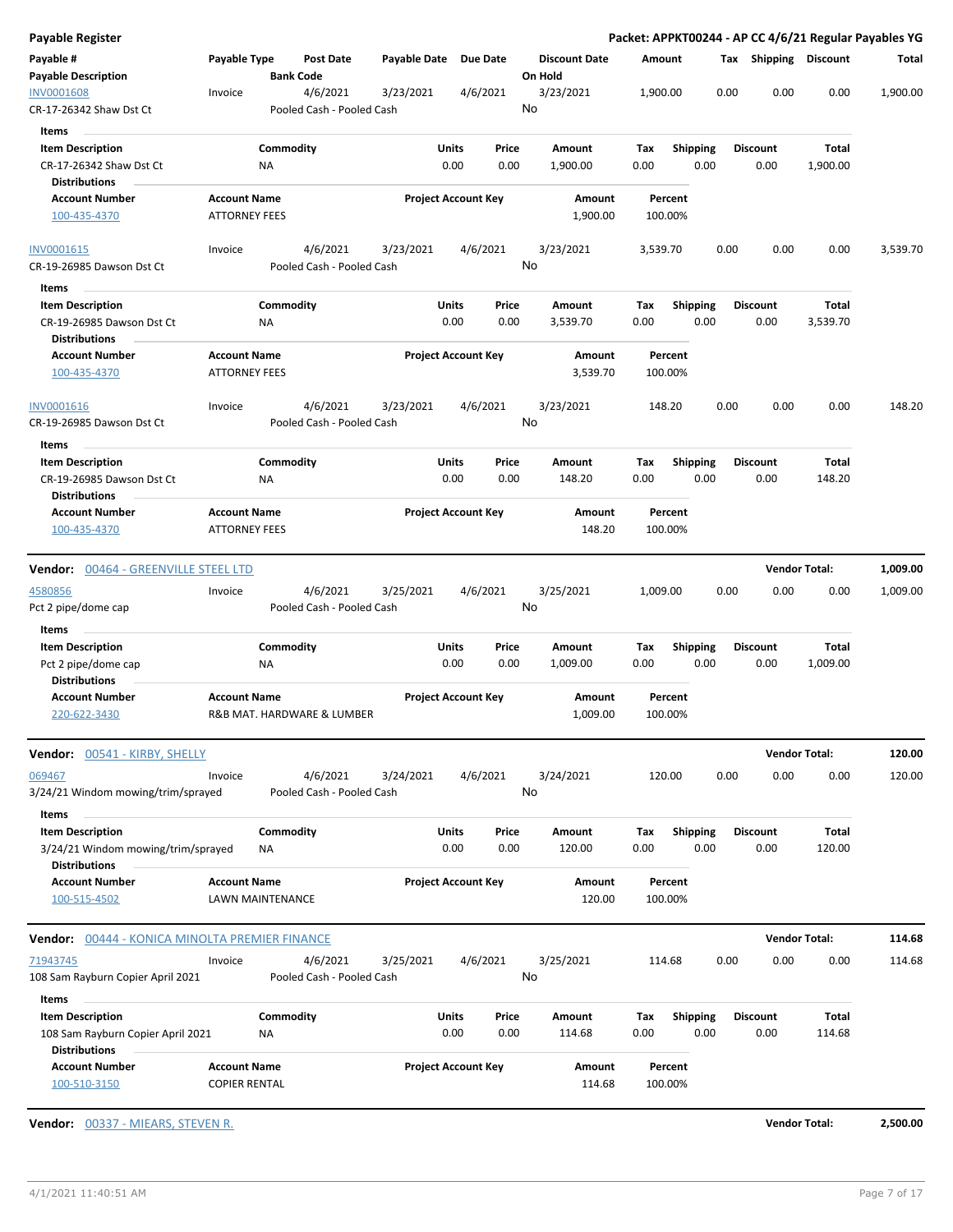**Payable Register** — Packet: APPKT00244 - AP CC 4/6/21 Regular Payables YG

| Payable # / Payable Description | Payable Type | Post Date / Bank Code | Payable Date | Due Date | Discount Date / On Hold | Amount | Tax | Shipping | Discount | Total |
|---|---|---|---|---|---|---|---|---|---|---|
| INV0001608 / CR-17-26342 Shaw Dst Ct | Invoice | 4/6/2021 / Pooled Cash - Pooled Cash | 3/23/2021 | 4/6/2021 | 3/23/2021 / No | 1,900.00 | 0.00 | 0.00 | 0.00 | 1,900.00 |

Items

| Item Description | Commodity | Units | Price | Amount | Tax | Shipping | Discount | Total |
|---|---|---|---|---|---|---|---|---|
| CR-17-26342 Shaw Dst Ct | NA | 0.00 | 0.00 | 1,900.00 | 0.00 | 0.00 | 0.00 | 1,900.00 |

Distributions

| Account Number | Account Name | Project Account Key | Amount | Percent |
|---|---|---|---|---|
| 100-435-4370 | ATTORNEY FEES | | 1,900.00 | 100.00% |

| Payable # / Payable Description | Payable Type | Post Date / Bank Code | Payable Date | Due Date | Discount Date / On Hold | Amount | Tax | Shipping | Discount | Total |
|---|---|---|---|---|---|---|---|---|---|---|
| INV0001615 / CR-19-26985 Dawson Dst Ct | Invoice | 4/6/2021 / Pooled Cash - Pooled Cash | 3/23/2021 | 4/6/2021 | 3/23/2021 / No | 3,539.70 | 0.00 | 0.00 | 0.00 | 3,539.70 |

Items

| Item Description | Commodity | Units | Price | Amount | Tax | Shipping | Discount | Total |
|---|---|---|---|---|---|---|---|---|
| CR-19-26985 Dawson Dst Ct | NA | 0.00 | 0.00 | 3,539.70 | 0.00 | 0.00 | 0.00 | 3,539.70 |

Distributions

| Account Number | Account Name | Project Account Key | Amount | Percent |
|---|---|---|---|---|
| 100-435-4370 | ATTORNEY FEES | | 3,539.70 | 100.00% |

| Payable # / Payable Description | Payable Type | Post Date / Bank Code | Payable Date | Due Date | Discount Date / On Hold | Amount | Tax | Shipping | Discount | Total |
|---|---|---|---|---|---|---|---|---|---|---|
| INV0001616 / CR-19-26985 Dawson Dst Ct | Invoice | 4/6/2021 / Pooled Cash - Pooled Cash | 3/23/2021 | 4/6/2021 | 3/23/2021 / No | 148.20 | 0.00 | 0.00 | 0.00 | 148.20 |

Items

| Item Description | Commodity | Units | Price | Amount | Tax | Shipping | Discount | Total |
|---|---|---|---|---|---|---|---|---|
| CR-19-26985 Dawson Dst Ct | NA | 0.00 | 0.00 | 148.20 | 0.00 | 0.00 | 0.00 | 148.20 |

Distributions

| Account Number | Account Name | Project Account Key | Amount | Percent |
|---|---|---|---|---|
| 100-435-4370 | ATTORNEY FEES | | 148.20 | 100.00% |

**Vendor:** 00464 - GREENVILLE STEEL LTD — **Vendor Total: 1,009.00**

| Payable # / Payable Description | Payable Type | Post Date / Bank Code | Payable Date | Due Date | Discount Date / On Hold | Amount | Tax | Shipping | Discount | Total |
|---|---|---|---|---|---|---|---|---|---|---|
| 4580856 / Pct 2 pipe/dome cap | Invoice | 4/6/2021 / Pooled Cash - Pooled Cash | 3/25/2021 | 4/6/2021 | 3/25/2021 / No | 1,009.00 | 0.00 | 0.00 | 0.00 | 1,009.00 |

Items

| Item Description | Commodity | Units | Price | Amount | Tax | Shipping | Discount | Total |
|---|---|---|---|---|---|---|---|---|
| Pct 2 pipe/dome cap | NA | 0.00 | 0.00 | 1,009.00 | 0.00 | 0.00 | 0.00 | 1,009.00 |

Distributions

| Account Number | Account Name | Project Account Key | Amount | Percent |
|---|---|---|---|---|
| 220-622-3430 | R&B MAT. HARDWARE & LUMBER | | 1,009.00 | 100.00% |

**Vendor:** 00541 - KIRBY, SHELLY — **Vendor Total: 120.00**

| Payable # / Payable Description | Payable Type | Post Date / Bank Code | Payable Date | Due Date | Discount Date / On Hold | Amount | Tax | Shipping | Discount | Total |
|---|---|---|---|---|---|---|---|---|---|---|
| 069467 / 3/24/21 Windom mowing/trim/sprayed | Invoice | 4/6/2021 / Pooled Cash - Pooled Cash | 3/24/2021 | 4/6/2021 | 3/24/2021 / No | 120.00 | 0.00 | 0.00 | 0.00 | 120.00 |

Items

| Item Description | Commodity | Units | Price | Amount | Tax | Shipping | Discount | Total |
|---|---|---|---|---|---|---|---|---|
| 3/24/21 Windom mowing/trim/sprayed | NA | 0.00 | 0.00 | 120.00 | 0.00 | 0.00 | 0.00 | 120.00 |

Distributions

| Account Number | Account Name | Project Account Key | Amount | Percent |
|---|---|---|---|---|
| 100-515-4502 | LAWN MAINTENANCE | | 120.00 | 100.00% |

**Vendor:** 00444 - KONICA MINOLTA PREMIER FINANCE — **Vendor Total: 114.68**

| Payable # / Payable Description | Payable Type | Post Date / Bank Code | Payable Date | Due Date | Discount Date / On Hold | Amount | Tax | Shipping | Discount | Total |
|---|---|---|---|---|---|---|---|---|---|---|
| 71943745 / 108 Sam Rayburn Copier April 2021 | Invoice | 4/6/2021 / Pooled Cash - Pooled Cash | 3/25/2021 | 4/6/2021 | 3/25/2021 / No | 114.68 | 0.00 | 0.00 | 0.00 | 114.68 |

Items

| Item Description | Commodity | Units | Price | Amount | Tax | Shipping | Discount | Total |
|---|---|---|---|---|---|---|---|---|
| 108 Sam Rayburn Copier April 2021 | NA | 0.00 | 0.00 | 114.68 | 0.00 | 0.00 | 0.00 | 114.68 |

Distributions

| Account Number | Account Name | Project Account Key | Amount | Percent |
|---|---|---|---|---|
| 100-510-3150 | COPIER RENTAL | | 114.68 | 100.00% |

**Vendor:** 00337 - MIEARS, STEVEN R. — **Vendor Total: 2,500.00**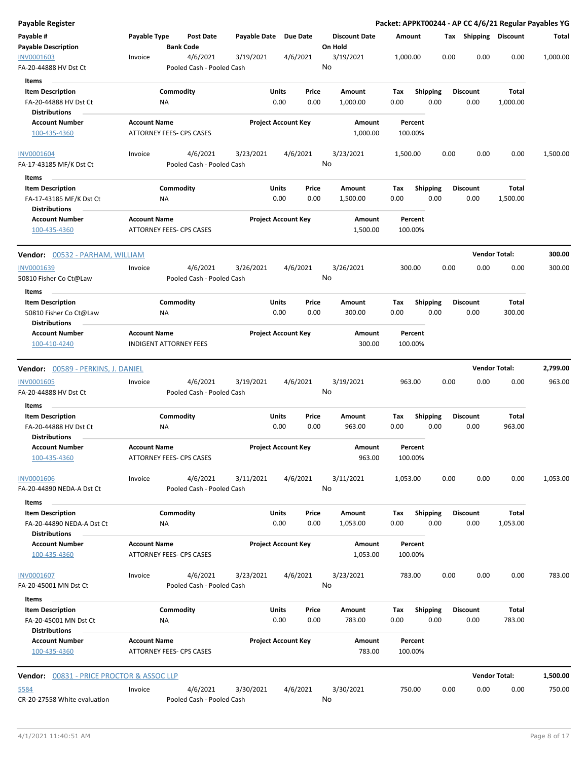**Payable Register** — **Packet: APPKT00244 - AP CC 4/6/21 Regular Payables YG**

| Payable # / Payable Description | Payable Type | Post Date / Bank Code | Payable Date | Due Date | Discount Date / On Hold | Amount | Tax | Shipping | Discount | Total |
|---|---|---|---|---|---|---|---|---|---|---|
| INV0001603 | Invoice | 4/6/2021 | 3/19/2021 | 4/6/2021 | 3/19/2021 | 1,000.00 | 0.00 | 0.00 | 0.00 | 1,000.00 |
| FA-20-44888 HV Dst Ct | | Pooled Cash - Pooled Cash | | | No | | | | | |

**Items**

| Item Description | Commodity | Units | Price | Amount | Tax | Shipping | Discount | Total |
|---|---|---|---|---|---|---|---|---|
| FA-20-44888 HV Dst Ct | NA | 0.00 | 0.00 | 1,000.00 | 0.00 | 0.00 | 0.00 | 1,000.00 |

**Distributions**

| Account Number | Account Name | Project Account Key | Amount | Percent |
|---|---|---|---|---|
| 100-435-4360 | ATTORNEY FEES- CPS CASES | | 1,000.00 | 100.00% |

| Payable # / Payable Description | Payable Type | Post Date / Bank Code | Payable Date | Due Date | Discount Date / On Hold | Amount | Tax | Shipping | Discount | Total |
|---|---|---|---|---|---|---|---|---|---|---|
| INV0001604 | Invoice | 4/6/2021 | 3/23/2021 | 4/6/2021 | 3/23/2021 | 1,500.00 | 0.00 | 0.00 | 0.00 | 1,500.00 |
| FA-17-43185 MF/K Dst Ct | | Pooled Cash - Pooled Cash | | | No | | | | | |

**Items**

| Item Description | Commodity | Units | Price | Amount | Tax | Shipping | Discount | Total |
|---|---|---|---|---|---|---|---|---|
| FA-17-43185 MF/K Dst Ct | NA | 0.00 | 0.00 | 1,500.00 | 0.00 | 0.00 | 0.00 | 1,500.00 |

**Distributions**

| Account Number | Account Name | Project Account Key | Amount | Percent |
|---|---|---|---|---|
| 100-435-4360 | ATTORNEY FEES- CPS CASES | | 1,500.00 | 100.00% |

**Vendor: 00532 - PARHAM, WILLIAM** — **Vendor Total: 300.00**

| Payable # / Payable Description | Payable Type | Post Date / Bank Code | Payable Date | Due Date | Discount Date / On Hold | Amount | Tax | Shipping | Discount | Total |
|---|---|---|---|---|---|---|---|---|---|---|
| INV0001639 | Invoice | 4/6/2021 | 3/26/2021 | 4/6/2021 | 3/26/2021 | 300.00 | 0.00 | 0.00 | 0.00 | 300.00 |
| 50810 Fisher Co Ct@Law | | Pooled Cash - Pooled Cash | | | No | | | | | |

**Items**

| Item Description | Commodity | Units | Price | Amount | Tax | Shipping | Discount | Total |
|---|---|---|---|---|---|---|---|---|
| 50810 Fisher Co Ct@Law | NA | 0.00 | 0.00 | 300.00 | 0.00 | 0.00 | 0.00 | 300.00 |

**Distributions**

| Account Number | Account Name | Project Account Key | Amount | Percent |
|---|---|---|---|---|
| 100-410-4240 | INDIGENT ATTORNEY FEES | | 300.00 | 100.00% |

**Vendor: 00589 - PERKINS, J. DANIEL** — **Vendor Total: 2,799.00**

| Payable # / Payable Description | Payable Type | Post Date / Bank Code | Payable Date | Due Date | Discount Date / On Hold | Amount | Tax | Shipping | Discount | Total |
|---|---|---|---|---|---|---|---|---|---|---|
| INV0001605 | Invoice | 4/6/2021 | 3/19/2021 | 4/6/2021 | 3/19/2021 | 963.00 | 0.00 | 0.00 | 0.00 | 963.00 |
| FA-20-44888 HV Dst Ct | | Pooled Cash - Pooled Cash | | | No | | | | | |

**Items**

| Item Description | Commodity | Units | Price | Amount | Tax | Shipping | Discount | Total |
|---|---|---|---|---|---|---|---|---|
| FA-20-44888 HV Dst Ct | NA | 0.00 | 0.00 | 963.00 | 0.00 | 0.00 | 0.00 | 963.00 |

**Distributions**

| Account Number | Account Name | Project Account Key | Amount | Percent |
|---|---|---|---|---|
| 100-435-4360 | ATTORNEY FEES- CPS CASES | | 963.00 | 100.00% |

| Payable # / Payable Description | Payable Type | Post Date / Bank Code | Payable Date | Due Date | Discount Date / On Hold | Amount | Tax | Shipping | Discount | Total |
|---|---|---|---|---|---|---|---|---|---|---|
| INV0001606 | Invoice | 4/6/2021 | 3/11/2021 | 4/6/2021 | 3/11/2021 | 1,053.00 | 0.00 | 0.00 | 0.00 | 1,053.00 |
| FA-20-44890 NEDA-A Dst Ct | | Pooled Cash - Pooled Cash | | | No | | | | | |

**Items**

| Item Description | Commodity | Units | Price | Amount | Tax | Shipping | Discount | Total |
|---|---|---|---|---|---|---|---|---|
| FA-20-44890 NEDA-A Dst Ct | NA | 0.00 | 0.00 | 1,053.00 | 0.00 | 0.00 | 0.00 | 1,053.00 |

**Distributions**

| Account Number | Account Name | Project Account Key | Amount | Percent |
|---|---|---|---|---|
| 100-435-4360 | ATTORNEY FEES- CPS CASES | | 1,053.00 | 100.00% |

| Payable # / Payable Description | Payable Type | Post Date / Bank Code | Payable Date | Due Date | Discount Date / On Hold | Amount | Tax | Shipping | Discount | Total |
|---|---|---|---|---|---|---|---|---|---|---|
| INV0001607 | Invoice | 4/6/2021 | 3/23/2021 | 4/6/2021 | 3/23/2021 | 783.00 | 0.00 | 0.00 | 0.00 | 783.00 |
| FA-20-45001 MN Dst Ct | | Pooled Cash - Pooled Cash | | | No | | | | | |

**Items**

| Item Description | Commodity | Units | Price | Amount | Tax | Shipping | Discount | Total |
|---|---|---|---|---|---|---|---|---|
| FA-20-45001 MN Dst Ct | NA | 0.00 | 0.00 | 783.00 | 0.00 | 0.00 | 0.00 | 783.00 |

**Distributions**

| Account Number | Account Name | Project Account Key | Amount | Percent |
|---|---|---|---|---|
| 100-435-4360 | ATTORNEY FEES- CPS CASES | | 783.00 | 100.00% |

**Vendor: 00831 - PRICE PROCTOR & ASSOC LLP** — **Vendor Total: 1,500.00**

| Payable # / Payable Description | Payable Type | Post Date / Bank Code | Payable Date | Due Date | Discount Date / On Hold | Amount | Tax | Shipping | Discount | Total |
|---|---|---|---|---|---|---|---|---|---|---|
| 5584 | Invoice | 4/6/2021 | 3/30/2021 | 4/6/2021 | 3/30/2021 | 750.00 | 0.00 | 0.00 | 0.00 | 750.00 |
| CR-20-27558 White evaluation | | Pooled Cash - Pooled Cash | | | No | | | | | |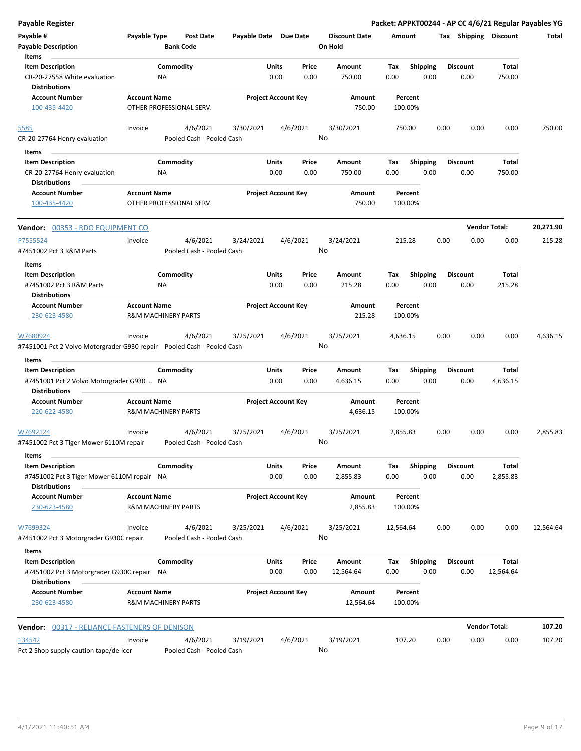**Payable Register** — Packet: APPKT00244 - AP CC 4/6/21 Regular Payables YG

| Payable # / Payable Description | Payable Type | Post Date / Bank Code | Payable Date | Due Date | Discount Date / On Hold | Amount | Tax | Shipping | Discount | Total |
|---|---|---|---|---|---|---|---|---|---|---|

**Items**

| Item Description | Commodity | Units | Price | Amount | Tax | Shipping | Discount | Total |
|---|---|---|---|---|---|---|---|---|
| CR-20-27558 White evaluation | NA | 0.00 | 0.00 | 750.00 | 0.00 | 0.00 | 0.00 | 750.00 |

**Distributions**

| Account Number | Account Name | Project Account Key | Amount | Percent |
|---|---|---|---|---|
| 100-435-4420 | OTHER PROFESSIONAL SERV. | | 750.00 | 100.00% |

| Payable # | Payable Type | Post Date | Payable Date | Due Date | Discount Date | Amount | Tax | Shipping | Discount | Total |
|---|---|---|---|---|---|---|---|---|---|---|
| 5585 | Invoice | 4/6/2021 | 3/30/2021 | 4/6/2021 | 3/30/2021 | 750.00 | 0.00 | 0.00 | 0.00 | 750.00 |
| CR-20-27764 Henry evaluation | | Pooled Cash - Pooled Cash | | | No | | | | | |

**Items**

| Item Description | Commodity | Units | Price | Amount | Tax | Shipping | Discount | Total |
|---|---|---|---|---|---|---|---|---|
| CR-20-27764 Henry evaluation | NA | 0.00 | 0.00 | 750.00 | 0.00 | 0.00 | 0.00 | 750.00 |

**Distributions**

| Account Number | Account Name | Project Account Key | Amount | Percent |
|---|---|---|---|---|
| 100-435-4420 | OTHER PROFESSIONAL SERV. | | 750.00 | 100.00% |

**Vendor: 00353 - RDO EQUIPMENT CO** — Vendor Total: 20,271.90

| Payable # | Payable Type | Post Date | Payable Date | Due Date | Discount Date | Amount | Tax | Shipping | Discount | Total |
|---|---|---|---|---|---|---|---|---|---|---|
| P7555524 | Invoice | 4/6/2021 | 3/24/2021 | 4/6/2021 | 3/24/2021 | 215.28 | 0.00 | 0.00 | 0.00 | 215.28 |
| #7451002 Pct 3 R&M Parts | | Pooled Cash - Pooled Cash | | | No | | | | | |

**Items**

| Item Description | Commodity | Units | Price | Amount | Tax | Shipping | Discount | Total |
|---|---|---|---|---|---|---|---|---|
| #7451002 Pct 3 R&M Parts | NA | 0.00 | 0.00 | 215.28 | 0.00 | 0.00 | 0.00 | 215.28 |

**Distributions**

| Account Number | Account Name | Project Account Key | Amount | Percent |
|---|---|---|---|---|
| 230-623-4580 | R&M MACHINERY PARTS | | 215.28 | 100.00% |

| Payable # | Payable Type | Post Date | Payable Date | Due Date | Discount Date | Amount | Tax | Shipping | Discount | Total |
|---|---|---|---|---|---|---|---|---|---|---|
| W7680924 | Invoice | 4/6/2021 | 3/25/2021 | 4/6/2021 | 3/25/2021 | 4,636.15 | 0.00 | 0.00 | 0.00 | 4,636.15 |
| #7451001 Pct 2 Volvo Motorgrader G930 repair | | Pooled Cash - Pooled Cash | | | No | | | | | |

**Items**

| Item Description | Commodity | Units | Price | Amount | Tax | Shipping | Discount | Total |
|---|---|---|---|---|---|---|---|---|
| #7451001 Pct 2 Volvo Motorgrader G930 ... | NA | 0.00 | 0.00 | 4,636.15 | 0.00 | 0.00 | 0.00 | 4,636.15 |

**Distributions**

| Account Number | Account Name | Project Account Key | Amount | Percent |
|---|---|---|---|---|
| 220-622-4580 | R&M MACHINERY PARTS | | 4,636.15 | 100.00% |

| Payable # | Payable Type | Post Date | Payable Date | Due Date | Discount Date | Amount | Tax | Shipping | Discount | Total |
|---|---|---|---|---|---|---|---|---|---|---|
| W7692124 | Invoice | 4/6/2021 | 3/25/2021 | 4/6/2021 | 3/25/2021 | 2,855.83 | 0.00 | 0.00 | 0.00 | 2,855.83 |
| #7451002 Pct 3 Tiger Mower 6110M repair | | Pooled Cash - Pooled Cash | | | No | | | | | |

**Items**

| Item Description | Commodity | Units | Price | Amount | Tax | Shipping | Discount | Total |
|---|---|---|---|---|---|---|---|---|
| #7451002 Pct 3 Tiger Mower 6110M repair | NA | 0.00 | 0.00 | 2,855.83 | 0.00 | 0.00 | 0.00 | 2,855.83 |

**Distributions**

| Account Number | Account Name | Project Account Key | Amount | Percent |
|---|---|---|---|---|
| 230-623-4580 | R&M MACHINERY PARTS | | 2,855.83 | 100.00% |

| Payable # | Payable Type | Post Date | Payable Date | Due Date | Discount Date | Amount | Tax | Shipping | Discount | Total |
|---|---|---|---|---|---|---|---|---|---|---|
| W7699324 | Invoice | 4/6/2021 | 3/25/2021 | 4/6/2021 | 3/25/2021 | 12,564.64 | 0.00 | 0.00 | 0.00 | 12,564.64 |
| #7451002 Pct 3 Motorgrader G930C repair | | Pooled Cash - Pooled Cash | | | No | | | | | |

**Items**

| Item Description | Commodity | Units | Price | Amount | Tax | Shipping | Discount | Total |
|---|---|---|---|---|---|---|---|---|
| #7451002 Pct 3 Motorgrader G930C repair | NA | 0.00 | 0.00 | 12,564.64 | 0.00 | 0.00 | 0.00 | 12,564.64 |

**Distributions**

| Account Number | Account Name | Project Account Key | Amount | Percent |
|---|---|---|---|---|
| 230-623-4580 | R&M MACHINERY PARTS | | 12,564.64 | 100.00% |

**Vendor: 00317 - RELIANCE FASTENERS OF DENISON** — Vendor Total: 107.20

| Payable # | Payable Type | Post Date | Payable Date | Due Date | Discount Date | Amount | Tax | Shipping | Discount | Total |
|---|---|---|---|---|---|---|---|---|---|---|
| 134542 | Invoice | 4/6/2021 | 3/19/2021 | 4/6/2021 | 3/19/2021 | 107.20 | 0.00 | 0.00 | 0.00 | 107.20 |
| Pct 2 Shop supply-caution tape/de-icer | | Pooled Cash - Pooled Cash | | | No | | | | | |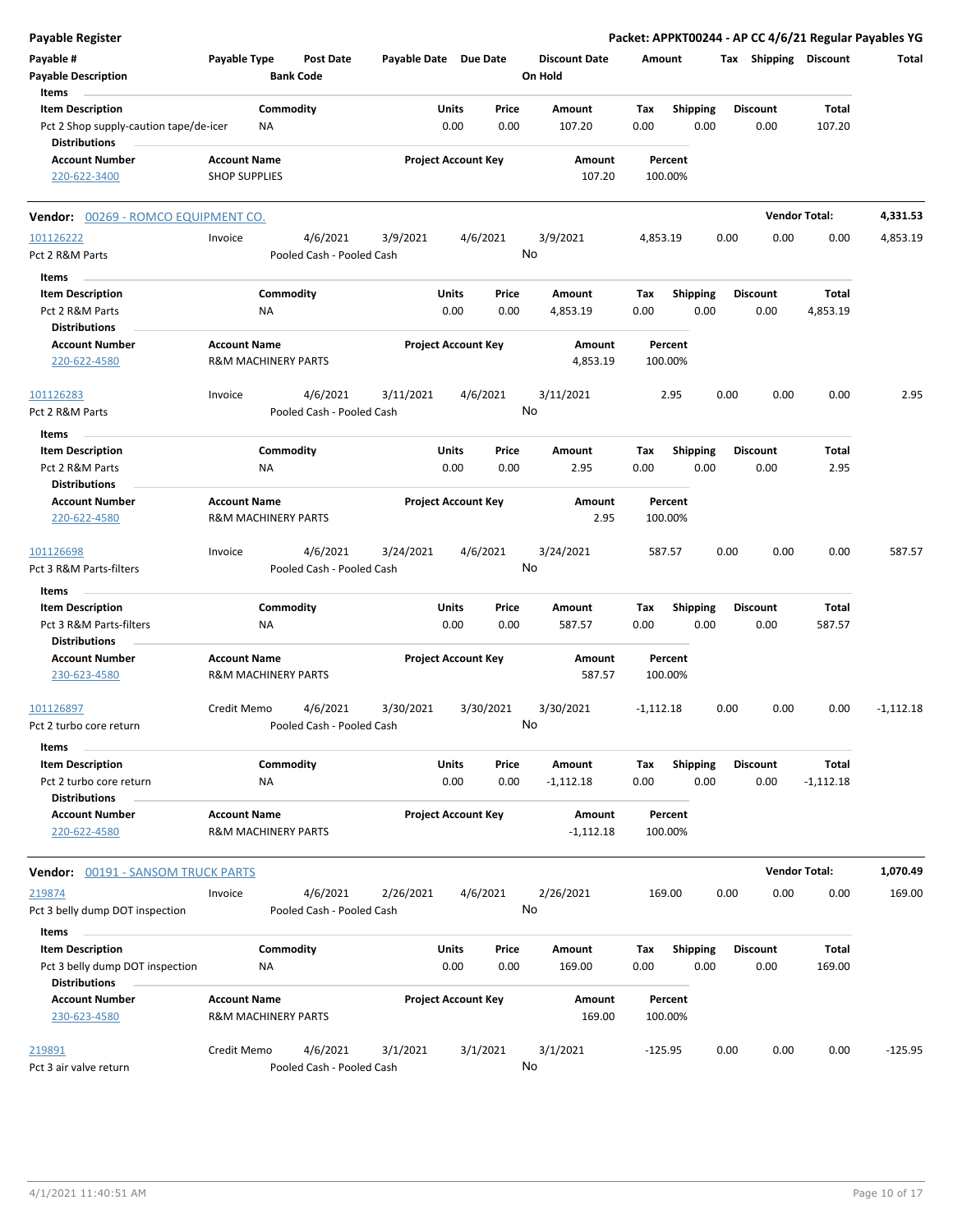**Payable Register** — Packet: APPKT00244 - AP CC 4/6/21 Regular Payables YG

| Payable # | Payable Type | Post Date | Payable Date | Due Date | Discount Date | Amount | Tax | Shipping | Discount | Total |
|---|---|---|---|---|---|---|---|---|---|---|
| **Payable Description** | | **Bank Code** | | | **On Hold** | | | | | |

**Items**

| Item Description | Commodity | Units | Price | Amount | Tax | Shipping | Discount | Total |
|---|---|---|---|---|---|---|---|---|
| Pct 2 Shop supply-caution tape/de-icer | NA | 0.00 | 0.00 | 107.20 | 0.00 | 0.00 | 0.00 | 107.20 |

**Distributions**

| Account Number | Account Name | Project Account Key | Amount | Percent |
|---|---|---|---|---|
| 220-622-3400 | SHOP SUPPLIES | | 107.20 | 100.00% |

**Vendor: 00269 - ROMCO EQUIPMENT CO.** — Vendor Total: 4,331.53

| Payable # | Payable Type | Post Date | Payable Date | Due Date | Discount Date | Amount | Tax | Shipping | Discount | Total |
|---|---|---|---|---|---|---|---|---|---|---|
| 101126222 | Invoice | 4/6/2021 | 3/9/2021 | 4/6/2021 | 3/9/2021 | 4,853.19 | 0.00 | 0.00 | 0.00 | 4,853.19 |
| Pct 2 R&M Parts | | Pooled Cash - Pooled Cash | | | No | | | | | |

**Items**

| Item Description | Commodity | Units | Price | Amount | Tax | Shipping | Discount | Total |
|---|---|---|---|---|---|---|---|---|
| Pct 2 R&M Parts | NA | 0.00 | 0.00 | 4,853.19 | 0.00 | 0.00 | 0.00 | 4,853.19 |

**Distributions**

| Account Number | Account Name | Project Account Key | Amount | Percent |
|---|---|---|---|---|
| 220-622-4580 | R&M MACHINERY PARTS | | 4,853.19 | 100.00% |

| Payable # | Payable Type | Post Date | Payable Date | Due Date | Discount Date | Amount | Tax | Shipping | Discount | Total |
|---|---|---|---|---|---|---|---|---|---|---|
| 101126283 | Invoice | 4/6/2021 | 3/11/2021 | 4/6/2021 | 3/11/2021 | 2.95 | 0.00 | 0.00 | 0.00 | 2.95 |
| Pct 2 R&M Parts | | Pooled Cash - Pooled Cash | | | No | | | | | |

**Items**

| Item Description | Commodity | Units | Price | Amount | Tax | Shipping | Discount | Total |
|---|---|---|---|---|---|---|---|---|
| Pct 2 R&M Parts | NA | 0.00 | 0.00 | 2.95 | 0.00 | 0.00 | 0.00 | 2.95 |

**Distributions**

| Account Number | Account Name | Project Account Key | Amount | Percent |
|---|---|---|---|---|
| 220-622-4580 | R&M MACHINERY PARTS | | 2.95 | 100.00% |

| Payable # | Payable Type | Post Date | Payable Date | Due Date | Discount Date | Amount | Tax | Shipping | Discount | Total |
|---|---|---|---|---|---|---|---|---|---|---|
| 101126698 | Invoice | 4/6/2021 | 3/24/2021 | 4/6/2021 | 3/24/2021 | 587.57 | 0.00 | 0.00 | 0.00 | 587.57 |
| Pct 3 R&M Parts-filters | | Pooled Cash - Pooled Cash | | | No | | | | | |

**Items**

| Item Description | Commodity | Units | Price | Amount | Tax | Shipping | Discount | Total |
|---|---|---|---|---|---|---|---|---|
| Pct 3 R&M Parts-filters | NA | 0.00 | 0.00 | 587.57 | 0.00 | 0.00 | 0.00 | 587.57 |

**Distributions**

| Account Number | Account Name | Project Account Key | Amount | Percent |
|---|---|---|---|---|
| 230-623-4580 | R&M MACHINERY PARTS | | 587.57 | 100.00% |

| Payable # | Payable Type | Post Date | Payable Date | Due Date | Discount Date | Amount | Tax | Shipping | Discount | Total |
|---|---|---|---|---|---|---|---|---|---|---|
| 101126897 | Credit Memo | 4/6/2021 | 3/30/2021 | 3/30/2021 | 3/30/2021 | -1,112.18 | 0.00 | 0.00 | 0.00 | -1,112.18 |
| Pct 2 turbo core return | | Pooled Cash - Pooled Cash | | | No | | | | | |

**Items**

| Item Description | Commodity | Units | Price | Amount | Tax | Shipping | Discount | Total |
|---|---|---|---|---|---|---|---|---|
| Pct 2 turbo core return | NA | 0.00 | 0.00 | -1,112.18 | 0.00 | 0.00 | 0.00 | -1,112.18 |

**Distributions**

| Account Number | Account Name | Project Account Key | Amount | Percent |
|---|---|---|---|---|
| 220-622-4580 | R&M MACHINERY PARTS | | -1,112.18 | 100.00% |

**Vendor: 00191 - SANSOM TRUCK PARTS** — Vendor Total: 1,070.49

| Payable # | Payable Type | Post Date | Payable Date | Due Date | Discount Date | Amount | Tax | Shipping | Discount | Total |
|---|---|---|---|---|---|---|---|---|---|---|
| 219874 | Invoice | 4/6/2021 | 2/26/2021 | 4/6/2021 | 2/26/2021 | 169.00 | 0.00 | 0.00 | 0.00 | 169.00 |
| Pct 3 belly dump DOT inspection | | Pooled Cash - Pooled Cash | | | No | | | | | |

**Items**

| Item Description | Commodity | Units | Price | Amount | Tax | Shipping | Discount | Total |
|---|---|---|---|---|---|---|---|---|
| Pct 3 belly dump DOT inspection | NA | 0.00 | 0.00 | 169.00 | 0.00 | 0.00 | 0.00 | 169.00 |

**Distributions**

| Account Number | Account Name | Project Account Key | Amount | Percent |
|---|---|---|---|---|
| 230-623-4580 | R&M MACHINERY PARTS | | 169.00 | 100.00% |

| Payable # | Payable Type | Post Date | Payable Date | Due Date | Discount Date | Amount | Tax | Shipping | Discount | Total |
|---|---|---|---|---|---|---|---|---|---|---|
| 219891 | Credit Memo | 4/6/2021 | 3/1/2021 | 3/1/2021 | 3/1/2021 | -125.95 | 0.00 | 0.00 | 0.00 | -125.95 |
| Pct 3 air valve return | | Pooled Cash - Pooled Cash | | | No | | | | | |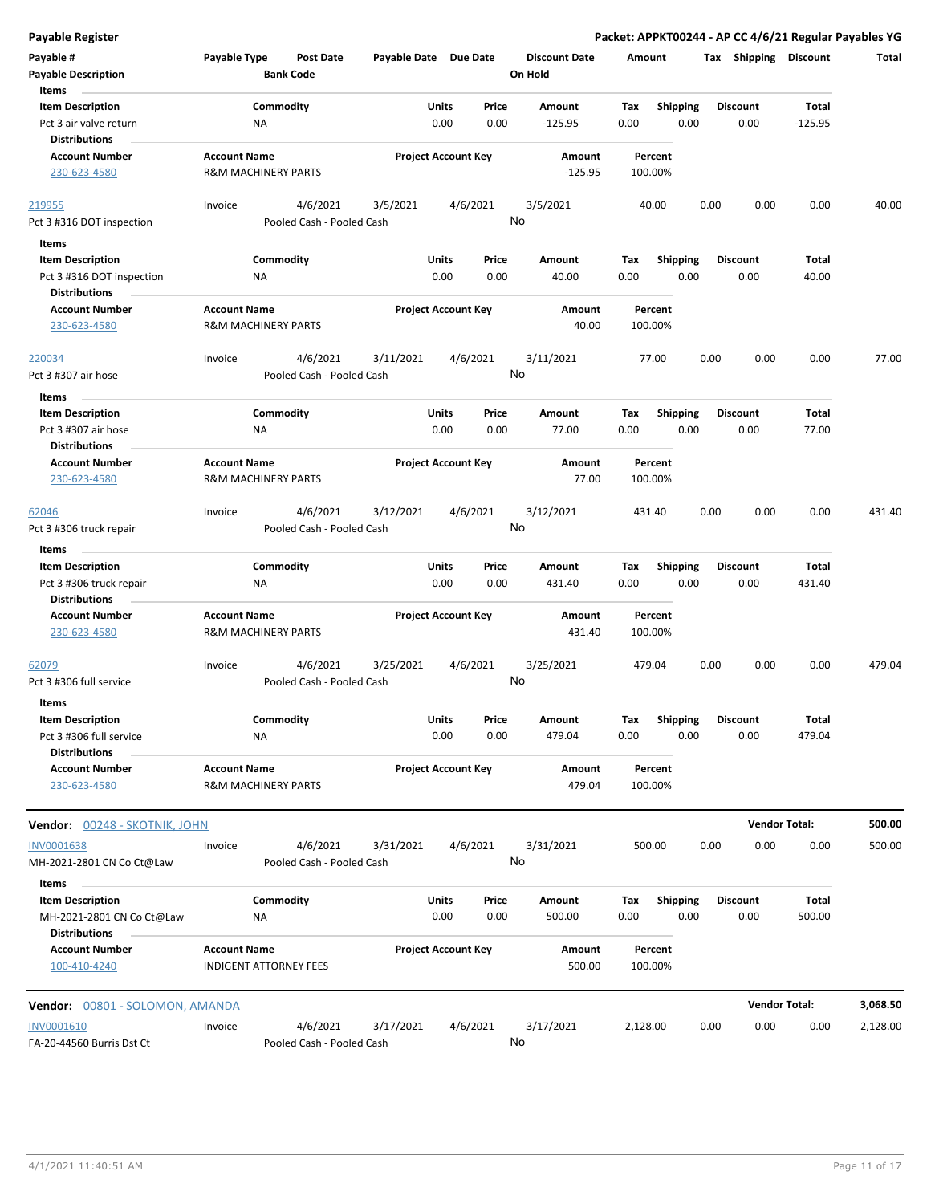# Payable Register

**Packet: APPKT00244 - AP CC 4/6/21 Regular Payables YG**

| Payable # | Payable Type | Post Date | Payable Date | Due Date | Discount Date | Amount | Tax | Shipping | Discount | Total |
|---|---|---|---|---|---|---|---|---|---|---|
| Payable Description | | Bank Code | | | On Hold | | | | | |

**Items**

| Item Description | Commodity | Units | Price | Amount | Tax | Shipping | Discount | Total |
|---|---|---|---|---|---|---|---|---|
| Pct 3 air valve return | NA | 0.00 | 0.00 | -125.95 | 0.00 | 0.00 | 0.00 | -125.95 |

**Distributions**

| Account Number | Account Name | Project Account Key | Amount | Percent |
|---|---|---|---|---|
| 230-623-4580 | R&M MACHINERY PARTS | | -125.95 | 100.00% |

| Payable # | Payable Type | Post Date | Payable Date | Due Date | Discount Date | Amount | Tax | Shipping | Discount | Total |
|---|---|---|---|---|---|---|---|---|---|---|
| 219955 | Invoice | 4/6/2021 | 3/5/2021 | 4/6/2021 | 3/5/2021 | 40.00 | 0.00 | 0.00 | 0.00 | 40.00 |
| Pct 3 #316 DOT inspection | | Pooled Cash - Pooled Cash | | | No | | | | | |

**Items**

| Item Description | Commodity | Units | Price | Amount | Tax | Shipping | Discount | Total |
|---|---|---|---|---|---|---|---|---|
| Pct 3 #316 DOT inspection | NA | 0.00 | 0.00 | 40.00 | 0.00 | 0.00 | 0.00 | 40.00 |

**Distributions**

| Account Number | Account Name | Project Account Key | Amount | Percent |
|---|---|---|---|---|
| 230-623-4580 | R&M MACHINERY PARTS | | 40.00 | 100.00% |

| Payable # | Payable Type | Post Date | Payable Date | Due Date | Discount Date | Amount | Tax | Shipping | Discount | Total |
|---|---|---|---|---|---|---|---|---|---|---|
| 220034 | Invoice | 4/6/2021 | 3/11/2021 | 4/6/2021 | 3/11/2021 | 77.00 | 0.00 | 0.00 | 0.00 | 77.00 |
| Pct 3 #307 air hose | | Pooled Cash - Pooled Cash | | | No | | | | | |

**Items**

| Item Description | Commodity | Units | Price | Amount | Tax | Shipping | Discount | Total |
|---|---|---|---|---|---|---|---|---|
| Pct 3 #307 air hose | NA | 0.00 | 0.00 | 77.00 | 0.00 | 0.00 | 0.00 | 77.00 |

**Distributions**

| Account Number | Account Name | Project Account Key | Amount | Percent |
|---|---|---|---|---|
| 230-623-4580 | R&M MACHINERY PARTS | | 77.00 | 100.00% |

| Payable # | Payable Type | Post Date | Payable Date | Due Date | Discount Date | Amount | Tax | Shipping | Discount | Total |
|---|---|---|---|---|---|---|---|---|---|---|
| 62046 | Invoice | 4/6/2021 | 3/12/2021 | 4/6/2021 | 3/12/2021 | 431.40 | 0.00 | 0.00 | 0.00 | 431.40 |
| Pct 3 #306 truck repair | | Pooled Cash - Pooled Cash | | | No | | | | | |

**Items**

| Item Description | Commodity | Units | Price | Amount | Tax | Shipping | Discount | Total |
|---|---|---|---|---|---|---|---|---|
| Pct 3 #306 truck repair | NA | 0.00 | 0.00 | 431.40 | 0.00 | 0.00 | 0.00 | 431.40 |

**Distributions**

| Account Number | Account Name | Project Account Key | Amount | Percent |
|---|---|---|---|---|
| 230-623-4580 | R&M MACHINERY PARTS | | 431.40 | 100.00% |

| Payable # | Payable Type | Post Date | Payable Date | Due Date | Discount Date | Amount | Tax | Shipping | Discount | Total |
|---|---|---|---|---|---|---|---|---|---|---|
| 62079 | Invoice | 4/6/2021 | 3/25/2021 | 4/6/2021 | 3/25/2021 | 479.04 | 0.00 | 0.00 | 0.00 | 479.04 |
| Pct 3 #306 full service | | Pooled Cash - Pooled Cash | | | No | | | | | |

**Items**

| Item Description | Commodity | Units | Price | Amount | Tax | Shipping | Discount | Total |
|---|---|---|---|---|---|---|---|---|
| Pct 3 #306 full service | NA | 0.00 | 0.00 | 479.04 | 0.00 | 0.00 | 0.00 | 479.04 |

**Distributions**

| Account Number | Account Name | Project Account Key | Amount | Percent |
|---|---|---|---|---|
| 230-623-4580 | R&M MACHINERY PARTS | | 479.04 | 100.00% |

---

**Vendor:** 00248 - SKOTNIK, JOHN — **Vendor Total: 500.00**

| Payable # | Payable Type | Post Date | Payable Date | Due Date | Discount Date | Amount | Tax | Shipping | Discount | Total |
|---|---|---|---|---|---|---|---|---|---|---|
| INV0001638 | Invoice | 4/6/2021 | 3/31/2021 | 4/6/2021 | 3/31/2021 | 500.00 | 0.00 | 0.00 | 0.00 | 500.00 |
| MH-2021-2801 CN Co Ct@Law | | Pooled Cash - Pooled Cash | | | No | | | | | |

**Items**

| Item Description | Commodity | Units | Price | Amount | Tax | Shipping | Discount | Total |
|---|---|---|---|---|---|---|---|---|
| MH-2021-2801 CN Co Ct@Law | NA | 0.00 | 0.00 | 500.00 | 0.00 | 0.00 | 0.00 | 500.00 |

**Distributions**

| Account Number | Account Name | Project Account Key | Amount | Percent |
|---|---|---|---|---|
| 100-410-4240 | INDIGENT ATTORNEY FEES | | 500.00 | 100.00% |

---

**Vendor:** 00801 - SOLOMON, AMANDA — **Vendor Total: 3,068.50**

| Payable # | Payable Type | Post Date | Payable Date | Due Date | Discount Date | Amount | Tax | Shipping | Discount | Total |
|---|---|---|---|---|---|---|---|---|---|---|
| INV0001610 | Invoice | 4/6/2021 | 3/17/2021 | 4/6/2021 | 3/17/2021 | 2,128.00 | 0.00 | 0.00 | 0.00 | 2,128.00 |
| FA-20-44560 Burris Dst Ct | | Pooled Cash - Pooled Cash | | | No | | | | | |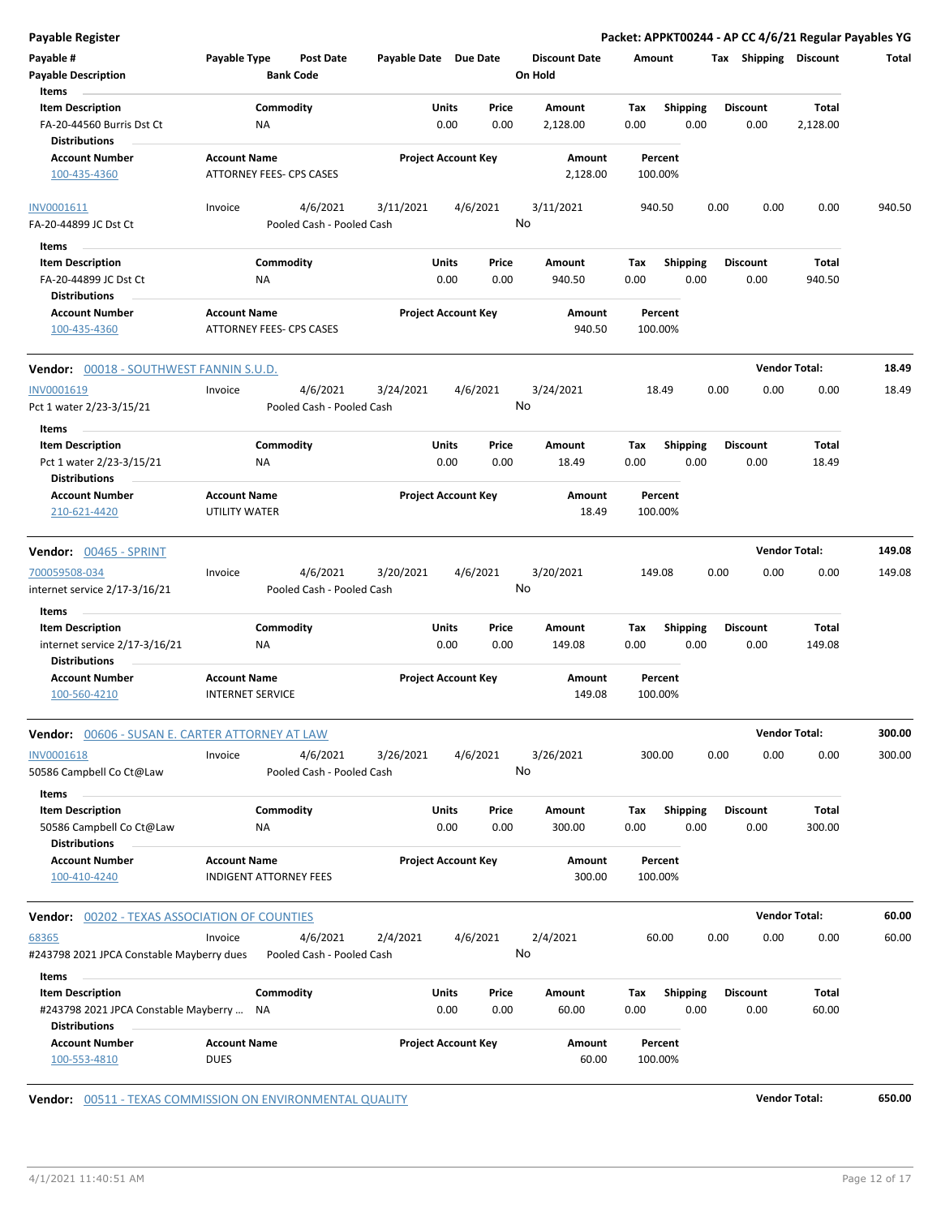**Payable Register** — **Packet: APPKT00244 - AP CC 4/6/21 Regular Payables YG**

| Payable # | Payable Type | Post Date | Payable Date | Due Date | Discount Date | Amount | Tax | Shipping | Discount | Total |
|---|---|---|---|---|---|---|---|---|---|---|
| Payable Description | | Bank Code | | | On Hold | | | | | |

**Items**

| Item Description | Commodity | Units | Price | Amount | Tax | Shipping | Discount | Total |
|---|---|---|---|---|---|---|---|---|
| FA-20-44560 Burris Dst Ct | NA | 0.00 | 0.00 | 2,128.00 | 0.00 | 0.00 | 0.00 | 2,128.00 |

**Distributions**

| Account Number | Account Name | Project Account Key | Amount | Percent |
|---|---|---|---|---|
| 100-435-4360 | ATTORNEY FEES- CPS CASES | | 2,128.00 | 100.00% |

| Payable # | Payable Type | Post Date | Payable Date | Due Date | Discount Date | Amount | Tax | Shipping | Discount | Total |
|---|---|---|---|---|---|---|---|---|---|---|
| INV0001611 | Invoice | 4/6/2021 | 3/11/2021 | 4/6/2021 | 3/11/2021 | 940.50 | 0.00 | 0.00 | 0.00 | 940.50 |
| FA-20-44899 JC Dst Ct | | Pooled Cash - Pooled Cash | | | No | | | | | |

**Items**

| Item Description | Commodity | Units | Price | Amount | Tax | Shipping | Discount | Total |
|---|---|---|---|---|---|---|---|---|
| FA-20-44899 JC Dst Ct | NA | 0.00 | 0.00 | 940.50 | 0.00 | 0.00 | 0.00 | 940.50 |

**Distributions**

| Account Number | Account Name | Project Account Key | Amount | Percent |
|---|---|---|---|---|
| 100-435-4360 | ATTORNEY FEES- CPS CASES | | 940.50 | 100.00% |

**Vendor:** 00018 - SOUTHWEST FANNIN S.U.D. — **Vendor Total: 18.49**

| Payable # | Payable Type | Post Date | Payable Date | Due Date | Discount Date | Amount | Tax | Shipping | Discount | Total |
|---|---|---|---|---|---|---|---|---|---|---|
| INV0001619 | Invoice | 4/6/2021 | 3/24/2021 | 4/6/2021 | 3/24/2021 | 18.49 | 0.00 | 0.00 | 0.00 | 18.49 |
| Pct 1 water 2/23-3/15/21 | | Pooled Cash - Pooled Cash | | | No | | | | | |

**Items**

| Item Description | Commodity | Units | Price | Amount | Tax | Shipping | Discount | Total |
|---|---|---|---|---|---|---|---|---|
| Pct 1 water 2/23-3/15/21 | NA | 0.00 | 0.00 | 18.49 | 0.00 | 0.00 | 0.00 | 18.49 |

**Distributions**

| Account Number | Account Name | Project Account Key | Amount | Percent |
|---|---|---|---|---|
| 210-621-4420 | UTILITY WATER | | 18.49 | 100.00% |

**Vendor:** 00465 - SPRINT — **Vendor Total: 149.08**

| Payable # | Payable Type | Post Date | Payable Date | Due Date | Discount Date | Amount | Tax | Shipping | Discount | Total |
|---|---|---|---|---|---|---|---|---|---|---|
| 700059508-034 | Invoice | 4/6/2021 | 3/20/2021 | 4/6/2021 | 3/20/2021 | 149.08 | 0.00 | 0.00 | 0.00 | 149.08 |
| internet service 2/17-3/16/21 | | Pooled Cash - Pooled Cash | | | No | | | | | |

**Items**

| Item Description | Commodity | Units | Price | Amount | Tax | Shipping | Discount | Total |
|---|---|---|---|---|---|---|---|---|
| internet service 2/17-3/16/21 | NA | 0.00 | 0.00 | 149.08 | 0.00 | 0.00 | 0.00 | 149.08 |

**Distributions**

| Account Number | Account Name | Project Account Key | Amount | Percent |
|---|---|---|---|---|
| 100-560-4210 | INTERNET SERVICE | | 149.08 | 100.00% |

**Vendor:** 00606 - SUSAN E. CARTER ATTORNEY AT LAW — **Vendor Total: 300.00**

| Payable # | Payable Type | Post Date | Payable Date | Due Date | Discount Date | Amount | Tax | Shipping | Discount | Total |
|---|---|---|---|---|---|---|---|---|---|---|
| INV0001618 | Invoice | 4/6/2021 | 3/26/2021 | 4/6/2021 | 3/26/2021 | 300.00 | 0.00 | 0.00 | 0.00 | 300.00 |
| 50586 Campbell Co Ct@Law | | Pooled Cash - Pooled Cash | | | No | | | | | |

**Items**

| Item Description | Commodity | Units | Price | Amount | Tax | Shipping | Discount | Total |
|---|---|---|---|---|---|---|---|---|
| 50586 Campbell Co Ct@Law | NA | 0.00 | 0.00 | 300.00 | 0.00 | 0.00 | 0.00 | 300.00 |

**Distributions**

| Account Number | Account Name | Project Account Key | Amount | Percent |
|---|---|---|---|---|
| 100-410-4240 | INDIGENT ATTORNEY FEES | | 300.00 | 100.00% |

**Vendor:** 00202 - TEXAS ASSOCIATION OF COUNTIES — **Vendor Total: 60.00**

| Payable # | Payable Type | Post Date | Payable Date | Due Date | Discount Date | Amount | Tax | Shipping | Discount | Total |
|---|---|---|---|---|---|---|---|---|---|---|
| 68365 | Invoice | 4/6/2021 | 2/4/2021 | 4/6/2021 | 2/4/2021 | 60.00 | 0.00 | 0.00 | 0.00 | 60.00 |
| #243798 2021 JPCA Constable Mayberry dues | | Pooled Cash - Pooled Cash | | | No | | | | | |

**Items**

| Item Description | Commodity | Units | Price | Amount | Tax | Shipping | Discount | Total |
|---|---|---|---|---|---|---|---|---|
| #243798 2021 JPCA Constable Mayberry ... | NA | 0.00 | 0.00 | 60.00 | 0.00 | 0.00 | 0.00 | 60.00 |

**Distributions**

| Account Number | Account Name | Project Account Key | Amount | Percent |
|---|---|---|---|---|
| 100-553-4810 | DUES | | 60.00 | 100.00% |

**Vendor:** 00511 - TEXAS COMMISSION ON ENVIRONMENTAL QUALITY — **Vendor Total: 650.00**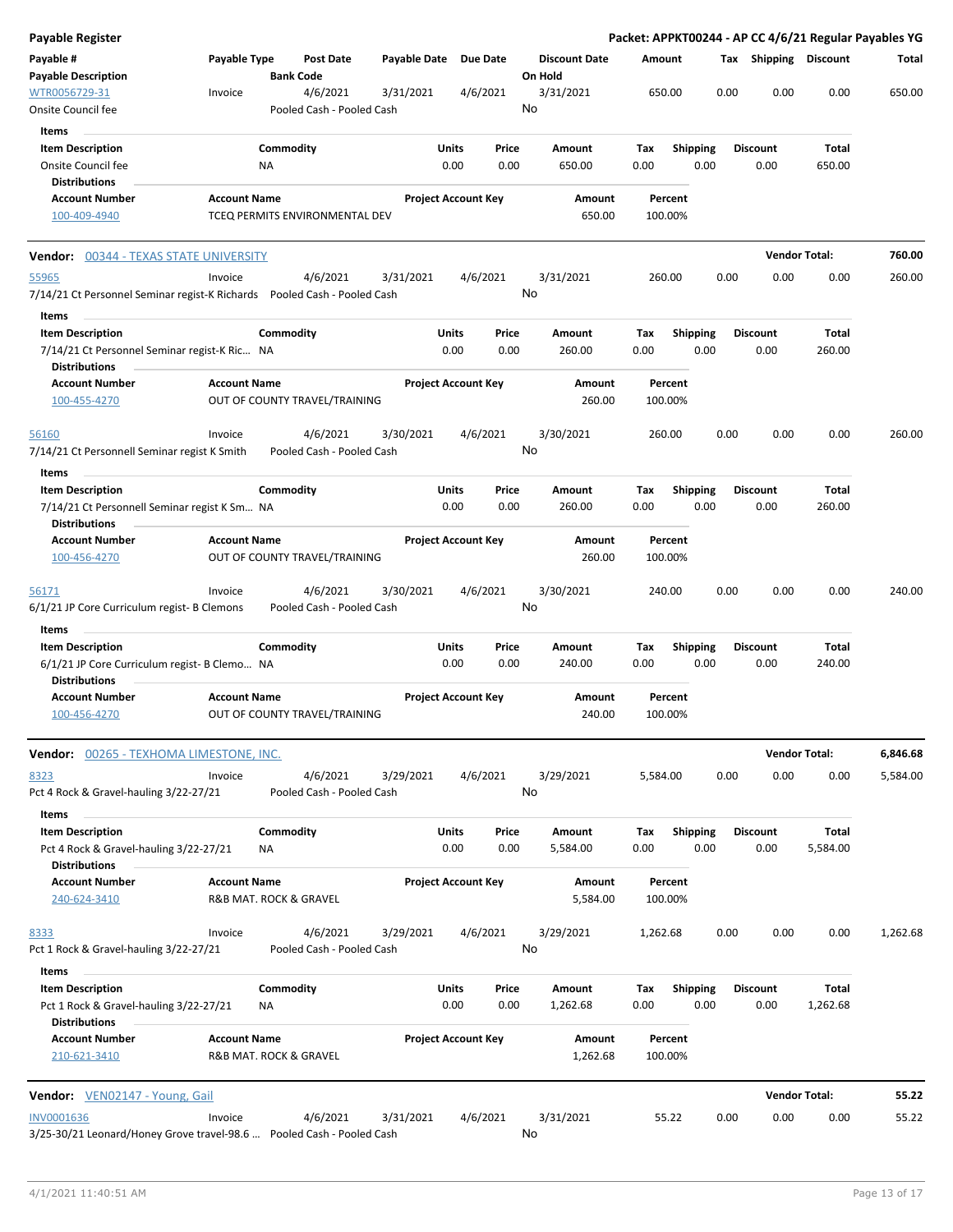**Payable Register** — **Packet: APPKT00244 - AP CC 4/6/21 Regular Payables YG**

| Payable # / Payable Description | Payable Type | Post Date / Bank Code | Payable Date | Due Date | Discount Date / On Hold | Amount | Tax | Shipping | Discount | Total |
|---|---|---|---|---|---|---|---|---|---|---|
| WTR0056729-31 | Invoice | 4/6/2021 | 3/31/2021 | 4/6/2021 | 3/31/2021 | 650.00 | 0.00 | 0.00 | 0.00 | 650.00 |
| Onsite Council fee | | Pooled Cash - Pooled Cash | | | No | | | | | |

Items

| Item Description | Commodity | Units | Price | Amount | Tax | Shipping | Discount | Total |
|---|---|---|---|---|---|---|---|---|
| Onsite Council fee | NA | 0.00 | 0.00 | 650.00 | 0.00 | 0.00 | 0.00 | 650.00 |

Distributions

| Account Number | Account Name | Project Account Key | Amount | Percent |
|---|---|---|---|---|
| 100-409-4940 | TCEQ PERMITS ENVIRONMENTAL DEV | | 650.00 | 100.00% |

**Vendor:** 00344 - TEXAS STATE UNIVERSITY — **Vendor Total: 760.00**

| Payable # / Payable Description | Payable Type | Post Date / Bank Code | Payable Date | Due Date | Discount Date / On Hold | Amount | Tax | Shipping | Discount | Total |
|---|---|---|---|---|---|---|---|---|---|---|
| 55965 | Invoice | 4/6/2021 | 3/31/2021 | 4/6/2021 | 3/31/2021 | 260.00 | 0.00 | 0.00 | 0.00 | 260.00 |
| 7/14/21 Ct Personnel Seminar regist-K Richards | | Pooled Cash - Pooled Cash | | | No | | | | | |

Items

| Item Description | Commodity | Units | Price | Amount | Tax | Shipping | Discount | Total |
|---|---|---|---|---|---|---|---|---|
| 7/14/21 Ct Personnel Seminar regist-K Ric... | NA | 0.00 | 0.00 | 260.00 | 0.00 | 0.00 | 0.00 | 260.00 |

Distributions

| Account Number | Account Name | Project Account Key | Amount | Percent |
|---|---|---|---|---|
| 100-455-4270 | OUT OF COUNTY TRAVEL/TRAINING | | 260.00 | 100.00% |

| Payable # / Payable Description | Payable Type | Post Date / Bank Code | Payable Date | Due Date | Discount Date / On Hold | Amount | Tax | Shipping | Discount | Total |
|---|---|---|---|---|---|---|---|---|---|---|
| 56160 | Invoice | 4/6/2021 | 3/30/2021 | 4/6/2021 | 3/30/2021 | 260.00 | 0.00 | 0.00 | 0.00 | 260.00 |
| 7/14/21 Ct Personnell Seminar regist K Smith | | Pooled Cash - Pooled Cash | | | No | | | | | |

Items

| Item Description | Commodity | Units | Price | Amount | Tax | Shipping | Discount | Total |
|---|---|---|---|---|---|---|---|---|
| 7/14/21 Ct Personnell Seminar regist K Sm... | NA | 0.00 | 0.00 | 260.00 | 0.00 | 0.00 | 0.00 | 260.00 |

Distributions

| Account Number | Account Name | Project Account Key | Amount | Percent |
|---|---|---|---|---|
| 100-456-4270 | OUT OF COUNTY TRAVEL/TRAINING | | 260.00 | 100.00% |

| Payable # / Payable Description | Payable Type | Post Date / Bank Code | Payable Date | Due Date | Discount Date / On Hold | Amount | Tax | Shipping | Discount | Total |
|---|---|---|---|---|---|---|---|---|---|---|
| 56171 | Invoice | 4/6/2021 | 3/30/2021 | 4/6/2021 | 3/30/2021 | 240.00 | 0.00 | 0.00 | 0.00 | 240.00 |
| 6/1/21 JP Core Curriculum regist- B Clemons | | Pooled Cash - Pooled Cash | | | No | | | | | |

Items

| Item Description | Commodity | Units | Price | Amount | Tax | Shipping | Discount | Total |
|---|---|---|---|---|---|---|---|---|
| 6/1/21 JP Core Curriculum regist- B Clemo... | NA | 0.00 | 0.00 | 240.00 | 0.00 | 0.00 | 0.00 | 240.00 |

Distributions

| Account Number | Account Name | Project Account Key | Amount | Percent |
|---|---|---|---|---|
| 100-456-4270 | OUT OF COUNTY TRAVEL/TRAINING | | 240.00 | 100.00% |

**Vendor:** 00265 - TEXHOMA LIMESTONE, INC. — **Vendor Total: 6,846.68**

| Payable # / Payable Description | Payable Type | Post Date / Bank Code | Payable Date | Due Date | Discount Date / On Hold | Amount | Tax | Shipping | Discount | Total |
|---|---|---|---|---|---|---|---|---|---|---|
| 8323 | Invoice | 4/6/2021 | 3/29/2021 | 4/6/2021 | 3/29/2021 | 5,584.00 | 0.00 | 0.00 | 0.00 | 5,584.00 |
| Pct 4 Rock & Gravel-hauling 3/22-27/21 | | Pooled Cash - Pooled Cash | | | No | | | | | |

Items

| Item Description | Commodity | Units | Price | Amount | Tax | Shipping | Discount | Total |
|---|---|---|---|---|---|---|---|---|
| Pct 4 Rock & Gravel-hauling 3/22-27/21 | NA | 0.00 | 0.00 | 5,584.00 | 0.00 | 0.00 | 0.00 | 5,584.00 |

Distributions

| Account Number | Account Name | Project Account Key | Amount | Percent |
|---|---|---|---|---|
| 240-624-3410 | R&B MAT. ROCK & GRAVEL | | 5,584.00 | 100.00% |

| Payable # / Payable Description | Payable Type | Post Date / Bank Code | Payable Date | Due Date | Discount Date / On Hold | Amount | Tax | Shipping | Discount | Total |
|---|---|---|---|---|---|---|---|---|---|---|
| 8333 | Invoice | 4/6/2021 | 3/29/2021 | 4/6/2021 | 3/29/2021 | 1,262.68 | 0.00 | 0.00 | 0.00 | 1,262.68 |
| Pct 1 Rock & Gravel-hauling 3/22-27/21 | | Pooled Cash - Pooled Cash | | | No | | | | | |

Items

| Item Description | Commodity | Units | Price | Amount | Tax | Shipping | Discount | Total |
|---|---|---|---|---|---|---|---|---|
| Pct 1 Rock & Gravel-hauling 3/22-27/21 | NA | 0.00 | 0.00 | 1,262.68 | 0.00 | 0.00 | 0.00 | 1,262.68 |

Distributions

| Account Number | Account Name | Project Account Key | Amount | Percent |
|---|---|---|---|---|
| 210-621-3410 | R&B MAT. ROCK & GRAVEL | | 1,262.68 | 100.00% |

**Vendor:** VEN02147 - Young, Gail — **Vendor Total: 55.22**

| Payable # / Payable Description | Payable Type | Post Date / Bank Code | Payable Date | Due Date | Discount Date / On Hold | Amount | Tax | Shipping | Discount | Total |
|---|---|---|---|---|---|---|---|---|---|---|
| INV0001636 | Invoice | 4/6/2021 | 3/31/2021 | 4/6/2021 | 3/31/2021 | 55.22 | 0.00 | 0.00 | 0.00 | 55.22 |
| 3/25-30/21 Leonard/Honey Grove travel-98.6 ... | | Pooled Cash - Pooled Cash | | | No | | | | | |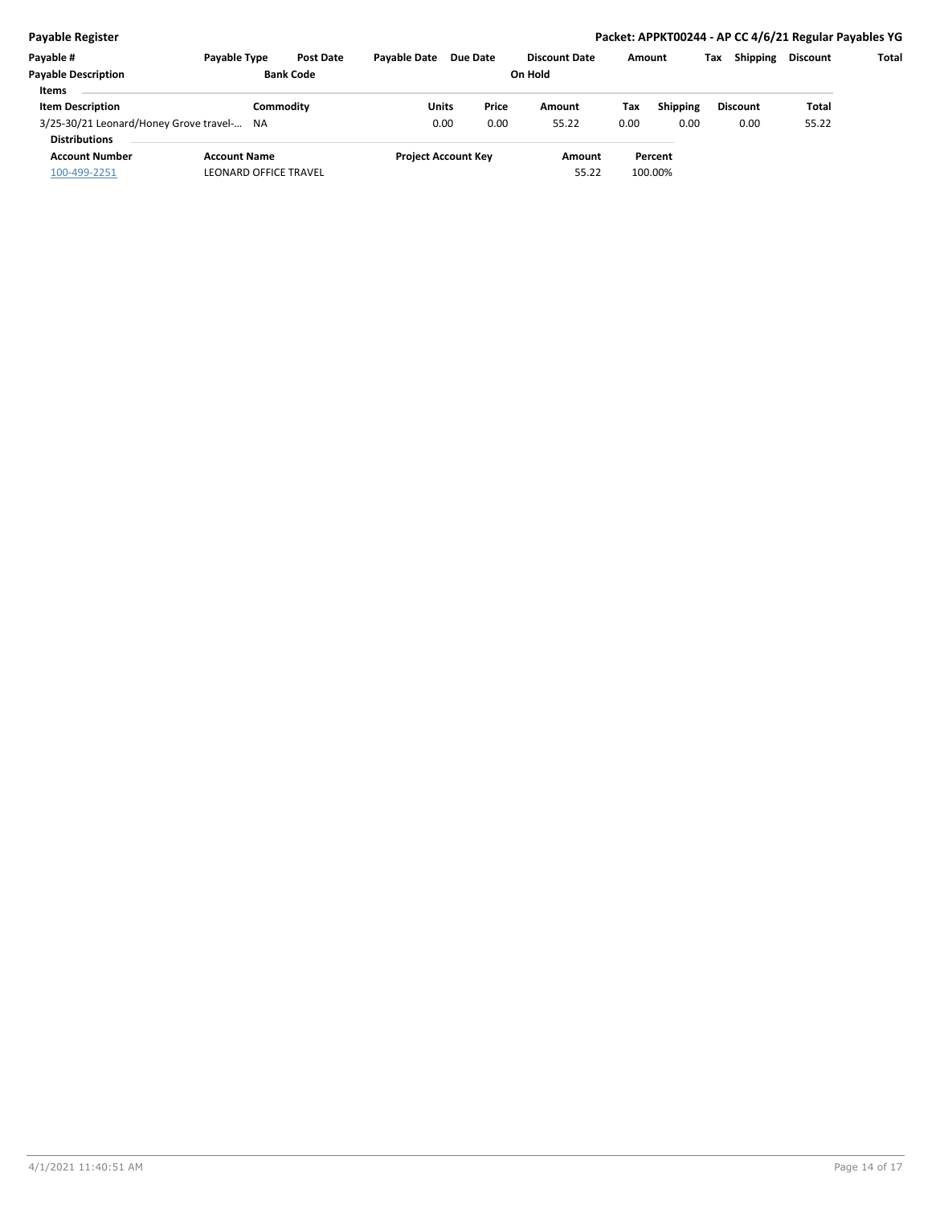| Payable # | Payable Type | Post Date | Payable Date | Due Date | Discount Date | Amount | Tax | Shipping | Discount | Total |
|---|---|---|---|---|---|---|---|---|---|---|
| Payable Description | | Bank Code | | | On Hold | | | | | |

**Items**

| Item Description | Commodity | Units | Price | Amount | Tax | Shipping | Discount | Total |
|---|---|---|---|---|---|---|---|---|
| 3/25-30/21 Leonard/Honey Grove travel-… | NA | 0.00 | 0.00 | 55.22 | 0.00 | 0.00 | 0.00 | 55.22 |

**Distributions**

| Account Number | Account Name | Project Account Key | Amount | Percent |
|---|---|---|---|---|
| 100-499-2251 | LEONARD OFFICE TRAVEL | | 55.22 | 100.00% |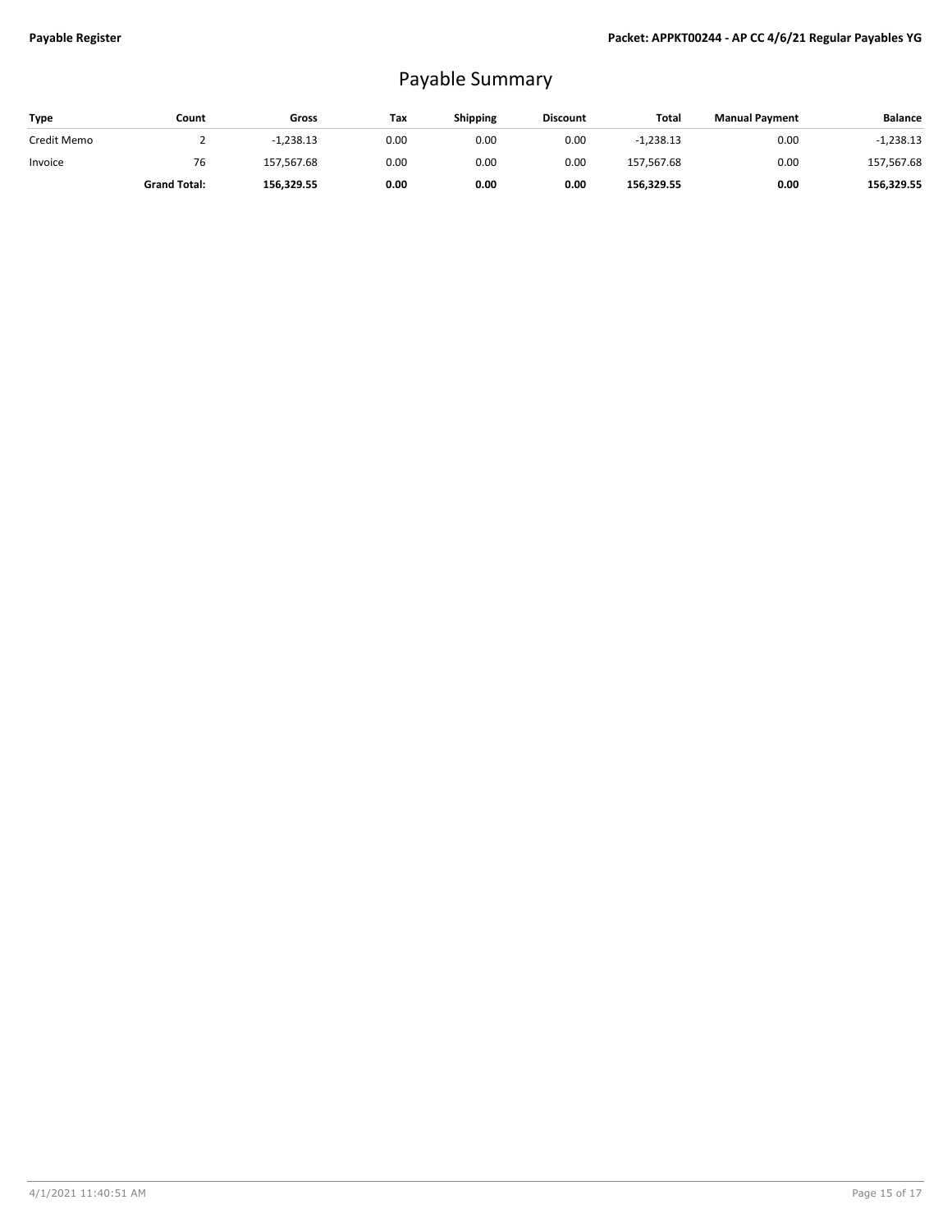# Payable Summary

| Type | Count | Gross | Tax | Shipping | Discount | Total | Manual Payment | Balance |
|---|---|---|---|---|---|---|---|---|
| Credit Memo | 2 | -1,238.13 | 0.00 | 0.00 | 0.00 | -1,238.13 | 0.00 | -1,238.13 |
| Invoice | 76 | 157,567.68 | 0.00 | 0.00 | 0.00 | 157,567.68 | 0.00 | 157,567.68 |
| | **Grand Total:** | **156,329.55** | **0.00** | **0.00** | **0.00** | **156,329.55** | **0.00** | **156,329.55** |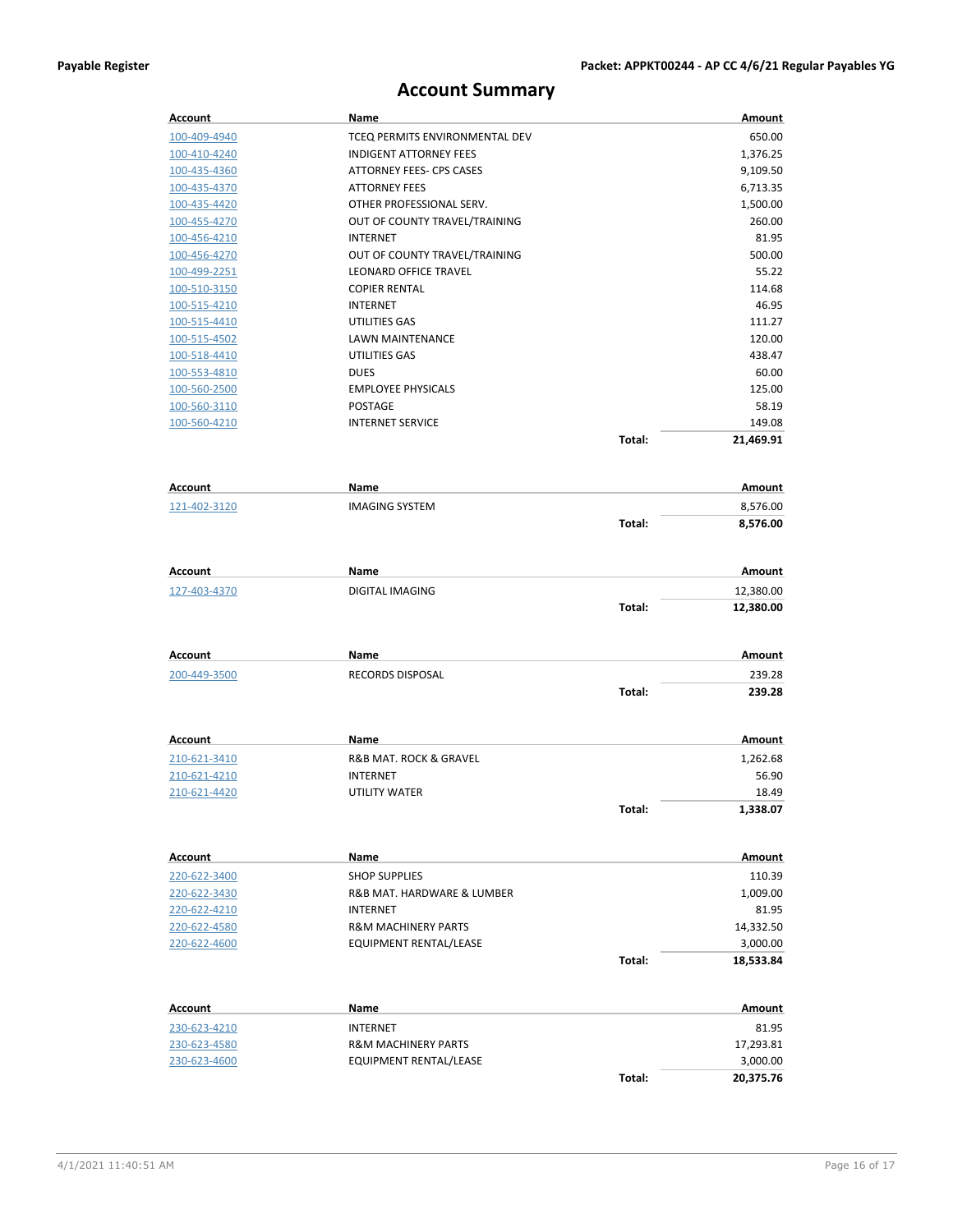# Account Summary

| Account | Name | | Amount |
|---|---|---|---|
| 100-409-4940 | TCEQ PERMITS ENVIRONMENTAL DEV | | 650.00 |
| 100-410-4240 | INDIGENT ATTORNEY FEES | | 1,376.25 |
| 100-435-4360 | ATTORNEY FEES- CPS CASES | | 9,109.50 |
| 100-435-4370 | ATTORNEY FEES | | 6,713.35 |
| 100-435-4420 | OTHER PROFESSIONAL SERV. | | 1,500.00 |
| 100-455-4270 | OUT OF COUNTY TRAVEL/TRAINING | | 260.00 |
| 100-456-4210 | INTERNET | | 81.95 |
| 100-456-4270 | OUT OF COUNTY TRAVEL/TRAINING | | 500.00 |
| 100-499-2251 | LEONARD OFFICE TRAVEL | | 55.22 |
| 100-510-3150 | COPIER RENTAL | | 114.68 |
| 100-515-4210 | INTERNET | | 46.95 |
| 100-515-4410 | UTILITIES GAS | | 111.27 |
| 100-515-4502 | LAWN MAINTENANCE | | 120.00 |
| 100-518-4410 | UTILITIES GAS | | 438.47 |
| 100-553-4810 | DUES | | 60.00 |
| 100-560-2500 | EMPLOYEE PHYSICALS | | 125.00 |
| 100-560-3110 | POSTAGE | | 58.19 |
| 100-560-4210 | INTERNET SERVICE | | 149.08 |
| | | **Total:** | **21,469.91** |

| Account | Name | | Amount |
|---|---|---|---|
| 121-402-3120 | IMAGING SYSTEM | | 8,576.00 |
| | | **Total:** | **8,576.00** |

| Account | Name | | Amount |
|---|---|---|---|
| 127-403-4370 | DIGITAL IMAGING | | 12,380.00 |
| | | **Total:** | **12,380.00** |

| Account | Name | | Amount |
|---|---|---|---|
| 200-449-3500 | RECORDS DISPOSAL | | 239.28 |
| | | **Total:** | **239.28** |

| Account | Name | | Amount |
|---|---|---|---|
| 210-621-3410 | R&B MAT. ROCK & GRAVEL | | 1,262.68 |
| 210-621-4210 | INTERNET | | 56.90 |
| 210-621-4420 | UTILITY WATER | | 18.49 |
| | | **Total:** | **1,338.07** |

| Account | Name | | Amount |
|---|---|---|---|
| 220-622-3400 | SHOP SUPPLIES | | 110.39 |
| 220-622-3430 | R&B MAT. HARDWARE & LUMBER | | 1,009.00 |
| 220-622-4210 | INTERNET | | 81.95 |
| 220-622-4580 | R&M MACHINERY PARTS | | 14,332.50 |
| 220-622-4600 | EQUIPMENT RENTAL/LEASE | | 3,000.00 |
| | | **Total:** | **18,533.84** |

| Account | Name | | Amount |
|---|---|---|---|
| 230-623-4210 | INTERNET | | 81.95 |
| 230-623-4580 | R&M MACHINERY PARTS | | 17,293.81 |
| 230-623-4600 | EQUIPMENT RENTAL/LEASE | | 3,000.00 |
| | | **Total:** | **20,375.76** |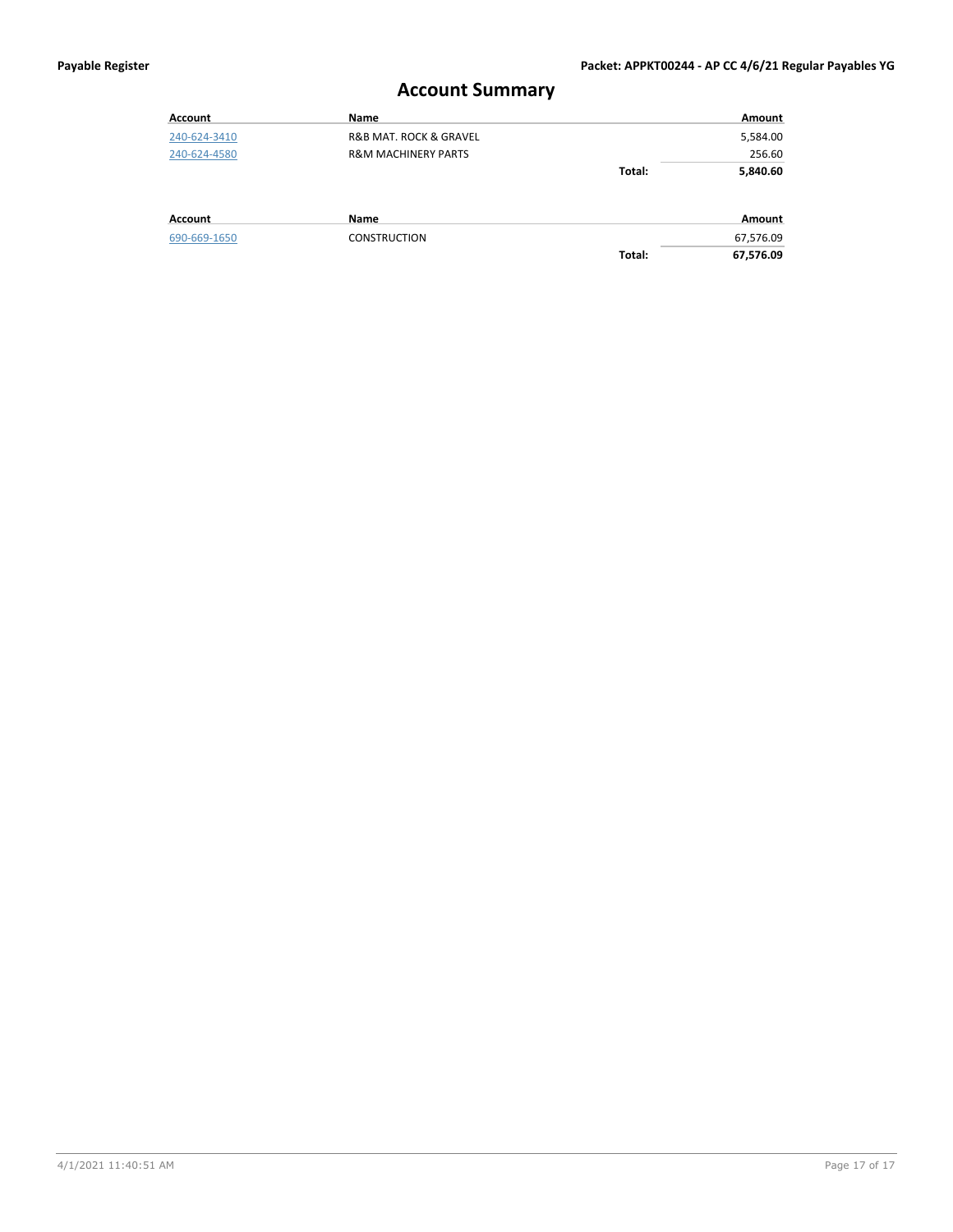# Account Summary

| Account | Name | | Amount |
| --- | --- | --- | --- |
| 240-624-3410 | R&B MAT. ROCK & GRAVEL | | 5,584.00 |
| 240-624-4580 | R&M MACHINERY PARTS | | 256.60 |
| | | **Total:** | **5,840.60** |

| Account | Name | | Amount |
| --- | --- | --- | --- |
| 690-669-1650 | CONSTRUCTION | | 67,576.09 |
| | | **Total:** | **67,576.09** |